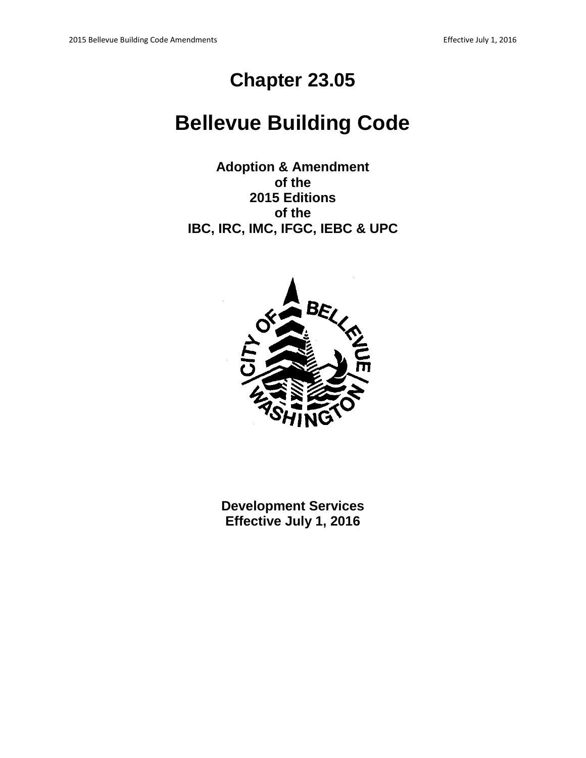# Chapter 23.05

# Bellevue Building Code

**Adoption & Amendment**
**of the**
**2015 Editions**
**of the**
**IBC, IRC, IMC, IFGC, IEBC & UPC**

**Development Services**
**Effective July 1, 2016**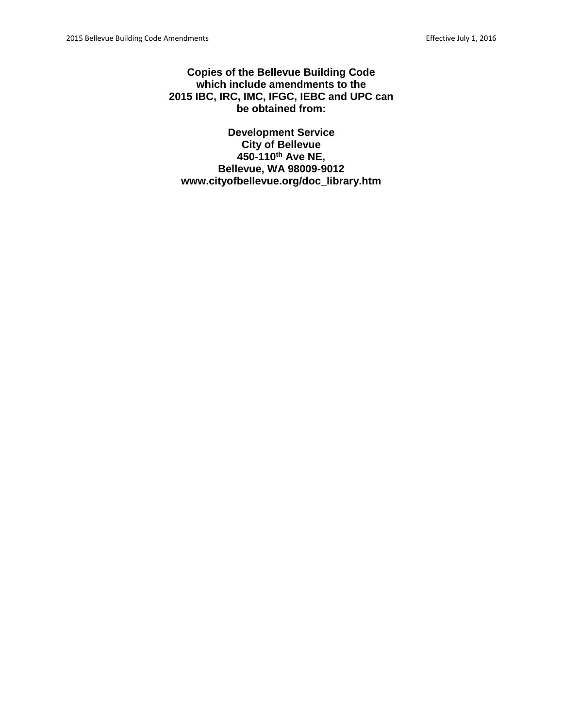**Copies of the Bellevue Building Code which include amendments to the 2015 IBC, IRC, IMC, IFGC, IEBC and UPC can be obtained from:**

**Development Service**
**City of Bellevue**
**450-110th Ave NE,**
**Bellevue, WA 98009-9012**
**www.cityofbellevue.org/doc_library.htm**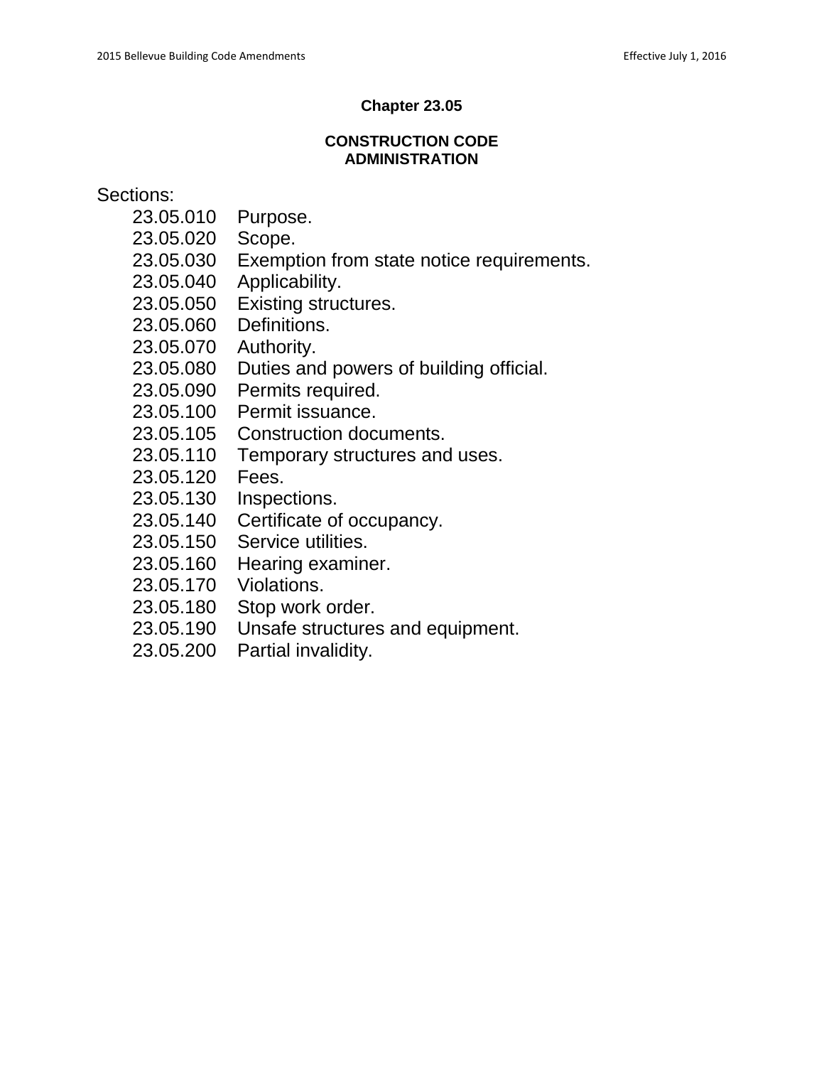# Chapter 23.05

## CONSTRUCTION CODE ADMINISTRATION

Sections:

23.05.010 Purpose.
23.05.020 Scope.
23.05.030 Exemption from state notice requirements.
23.05.040 Applicability.
23.05.050 Existing structures.
23.05.060 Definitions.
23.05.070 Authority.
23.05.080 Duties and powers of building official.
23.05.090 Permits required.
23.05.100 Permit issuance.
23.05.105 Construction documents.
23.05.110 Temporary structures and uses.
23.05.120 Fees.
23.05.130 Inspections.
23.05.140 Certificate of occupancy.
23.05.150 Service utilities.
23.05.160 Hearing examiner.
23.05.170 Violations.
23.05.180 Stop work order.
23.05.190 Unsafe structures and equipment.
23.05.200 Partial invalidity.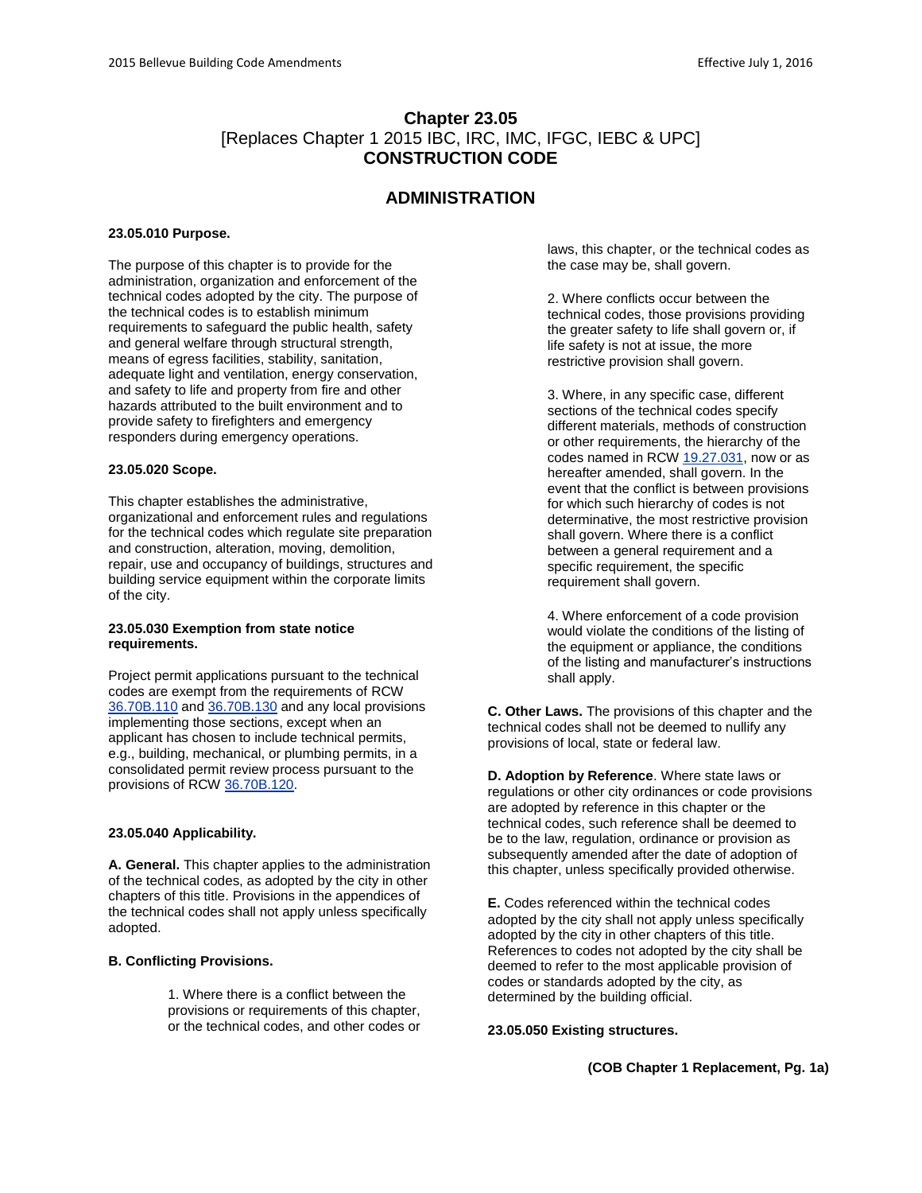# Chapter 23.05

## [Replaces Chapter 1 2015 IBC, IRC, IMC, IFGC, IEBC & UPC]

## CONSTRUCTION CODE

## ADMINISTRATION

**23.05.010 Purpose.**

The purpose of this chapter is to provide for the administration, organization and enforcement of the technical codes adopted by the city. The purpose of the technical codes is to establish minimum requirements to safeguard the public health, safety and general welfare through structural strength, means of egress facilities, stability, sanitation, adequate light and ventilation, energy conservation, and safety to life and property from fire and other hazards attributed to the built environment and to provide safety to firefighters and emergency responders during emergency operations.

**23.05.020 Scope.**

This chapter establishes the administrative, organizational and enforcement rules and regulations for the technical codes which regulate site preparation and construction, alteration, moving, demolition, repair, use and occupancy of buildings, structures and building service equipment within the corporate limits of the city.

**23.05.030 Exemption from state notice requirements.**

Project permit applications pursuant to the technical codes are exempt from the requirements of RCW 36.70B.110 and 36.70B.130 and any local provisions implementing those sections, except when an applicant has chosen to include technical permits, e.g., building, mechanical, or plumbing permits, in a consolidated permit review process pursuant to the provisions of RCW 36.70B.120.

**23.05.040 Applicability.**

**A. General.** This chapter applies to the administration of the technical codes, as adopted by the city in other chapters of this title. Provisions in the appendices of the technical codes shall not apply unless specifically adopted.

**B. Conflicting Provisions.**

1. Where there is a conflict between the provisions or requirements of this chapter, or the technical codes, and other codes or laws, this chapter, or the technical codes as the case may be, shall govern.

2. Where conflicts occur between the technical codes, those provisions providing the greater safety to life shall govern or, if life safety is not at issue, the more restrictive provision shall govern.

3. Where, in any specific case, different sections of the technical codes specify different materials, methods of construction or other requirements, the hierarchy of the codes named in RCW 19.27.031, now or as hereafter amended, shall govern. In the event that the conflict is between provisions for which such hierarchy of codes is not determinative, the most restrictive provision shall govern. Where there is a conflict between a general requirement and a specific requirement, the specific requirement shall govern.

4. Where enforcement of a code provision would violate the conditions of the listing of the equipment or appliance, the conditions of the listing and manufacturer's instructions shall apply.

**C. Other Laws.** The provisions of this chapter and the technical codes shall not be deemed to nullify any provisions of local, state or federal law.

**D. Adoption by Reference**. Where state laws or regulations or other city ordinances or code provisions are adopted by reference in this chapter or the technical codes, such reference shall be deemed to be to the law, regulation, ordinance or provision as subsequently amended after the date of adoption of this chapter, unless specifically provided otherwise.

**E.** Codes referenced within the technical codes adopted by the city shall not apply unless specifically adopted by the city in other chapters of this title. References to codes not adopted by the city shall be deemed to refer to the most applicable provision of codes or standards adopted by the city, as determined by the building official.

**23.05.050 Existing structures.**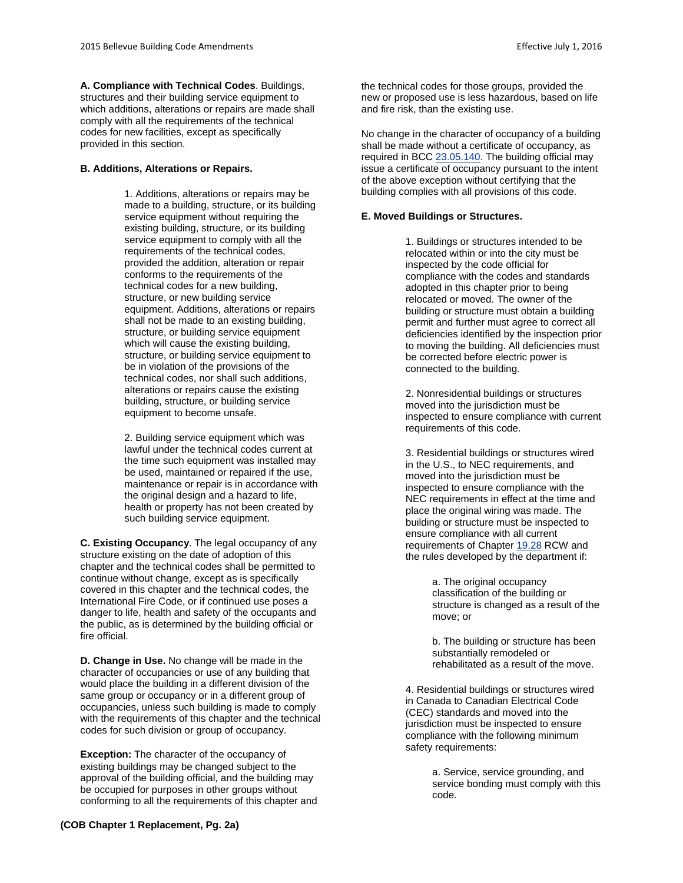**A. Compliance with Technical Codes**. Buildings, structures and their building service equipment to which additions, alterations or repairs are made shall comply with all the requirements of the technical codes for new facilities, except as specifically provided in this section.

**B. Additions, Alterations or Repairs.**

1. Additions, alterations or repairs may be made to a building, structure, or its building service equipment without requiring the existing building, structure, or its building service equipment to comply with all the requirements of the technical codes, provided the addition, alteration or repair conforms to the requirements of the technical codes for a new building, structure, or new building service equipment. Additions, alterations or repairs shall not be made to an existing building, structure, or building service equipment which will cause the existing building, structure, or building service equipment to be in violation of the provisions of the technical codes, nor shall such additions, alterations or repairs cause the existing building, structure, or building service equipment to become unsafe.

2. Building service equipment which was lawful under the technical codes current at the time such equipment was installed may be used, maintained or repaired if the use, maintenance or repair is in accordance with the original design and a hazard to life, health or property has not been created by such building service equipment.

**C. Existing Occupancy**. The legal occupancy of any structure existing on the date of adoption of this chapter and the technical codes shall be permitted to continue without change, except as is specifically covered in this chapter and the technical codes, the International Fire Code, or if continued use poses a danger to life, health and safety of the occupants and the public, as is determined by the building official or fire official.

**D. Change in Use.** No change will be made in the character of occupancies or use of any building that would place the building in a different division of the same group or occupancy or in a different group of occupancies, unless such building is made to comply with the requirements of this chapter and the technical codes for such division or group of occupancy.

**Exception:** The character of the occupancy of existing buildings may be changed subject to the approval of the building official, and the building may be occupied for purposes in other groups without conforming to all the requirements of this chapter and the technical codes for those groups, provided the new or proposed use is less hazardous, based on life and fire risk, than the existing use.

No change in the character of occupancy of a building shall be made without a certificate of occupancy, as required in BCC 23.05.140. The building official may issue a certificate of occupancy pursuant to the intent of the above exception without certifying that the building complies with all provisions of this code.

**E. Moved Buildings or Structures.**

1. Buildings or structures intended to be relocated within or into the city must be inspected by the code official for compliance with the codes and standards adopted in this chapter prior to being relocated or moved. The owner of the building or structure must obtain a building permit and further must agree to correct all deficiencies identified by the inspection prior to moving the building. All deficiencies must be corrected before electric power is connected to the building.

2. Nonresidential buildings or structures moved into the jurisdiction must be inspected to ensure compliance with current requirements of this code.

3. Residential buildings or structures wired in the U.S., to NEC requirements, and moved into the jurisdiction must be inspected to ensure compliance with the NEC requirements in effect at the time and place the original wiring was made. The building or structure must be inspected to ensure compliance with all current requirements of Chapter 19.28 RCW and the rules developed by the department if:

   a. The original occupancy classification of the building or structure is changed as a result of the move; or

   b. The building or structure has been substantially remodeled or rehabilitated as a result of the move.

4. Residential buildings or structures wired in Canada to Canadian Electrical Code (CEC) standards and moved into the jurisdiction must be inspected to ensure compliance with the following minimum safety requirements:

   a. Service, service grounding, and service bonding must comply with this code.

**(COB Chapter 1 Replacement, Pg. 2a)**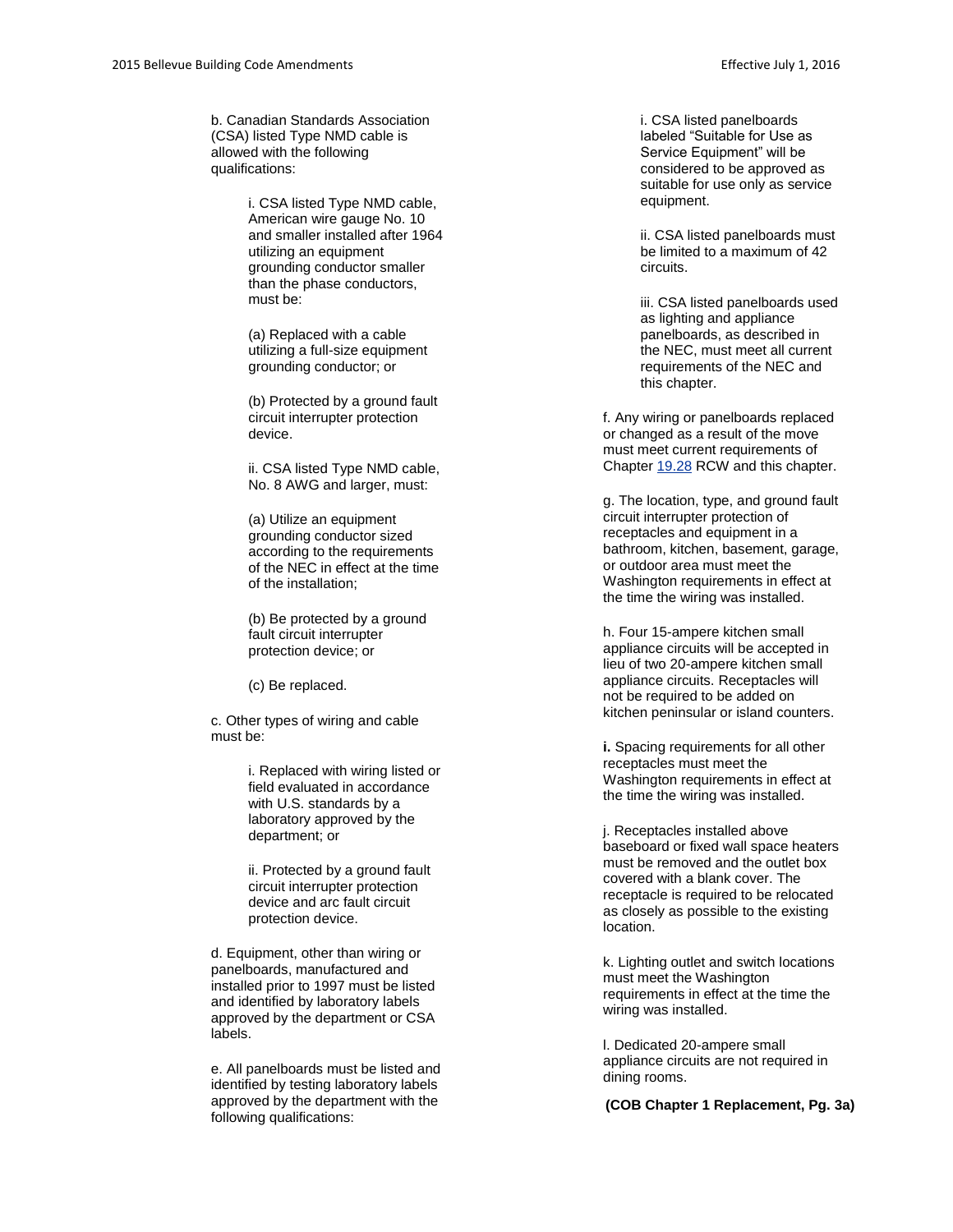b. Canadian Standards Association (CSA) listed Type NMD cable is allowed with the following qualifications:

i. CSA listed Type NMD cable, American wire gauge No. 10 and smaller installed after 1964 utilizing an equipment grounding conductor smaller than the phase conductors, must be:

(a) Replaced with a cable utilizing a full-size equipment grounding conductor; or

(b) Protected by a ground fault circuit interrupter protection device.

ii. CSA listed Type NMD cable, No. 8 AWG and larger, must:

(a) Utilize an equipment grounding conductor sized according to the requirements of the NEC in effect at the time of the installation;

(b) Be protected by a ground fault circuit interrupter protection device; or

(c) Be replaced.

c. Other types of wiring and cable must be:

i. Replaced with wiring listed or field evaluated in accordance with U.S. standards by a laboratory approved by the department; or

ii. Protected by a ground fault circuit interrupter protection device and arc fault circuit protection device.

d. Equipment, other than wiring or panelboards, manufactured and installed prior to 1997 must be listed and identified by laboratory labels approved by the department or CSA labels.

e. All panelboards must be listed and identified by testing laboratory labels approved by the department with the following qualifications:

i. CSA listed panelboards labeled "Suitable for Use as Service Equipment" will be considered to be approved as suitable for use only as service equipment.

ii. CSA listed panelboards must be limited to a maximum of 42 circuits.

iii. CSA listed panelboards used as lighting and appliance panelboards, as described in the NEC, must meet all current requirements of the NEC and this chapter.

f. Any wiring or panelboards replaced or changed as a result of the move must meet current requirements of Chapter 19.28 RCW and this chapter.

g. The location, type, and ground fault circuit interrupter protection of receptacles and equipment in a bathroom, kitchen, basement, garage, or outdoor area must meet the Washington requirements in effect at the time the wiring was installed.

h. Four 15-ampere kitchen small appliance circuits will be accepted in lieu of two 20-ampere kitchen small appliance circuits. Receptacles will not be required to be added on kitchen peninsular or island counters.

**i.** Spacing requirements for all other receptacles must meet the Washington requirements in effect at the time the wiring was installed.

j. Receptacles installed above baseboard or fixed wall space heaters must be removed and the outlet box covered with a blank cover. The receptacle is required to be relocated as closely as possible to the existing location.

k. Lighting outlet and switch locations must meet the Washington requirements in effect at the time the wiring was installed.

l. Dedicated 20-ampere small appliance circuits are not required in dining rooms.

**(COB Chapter 1 Replacement, Pg. 3a)**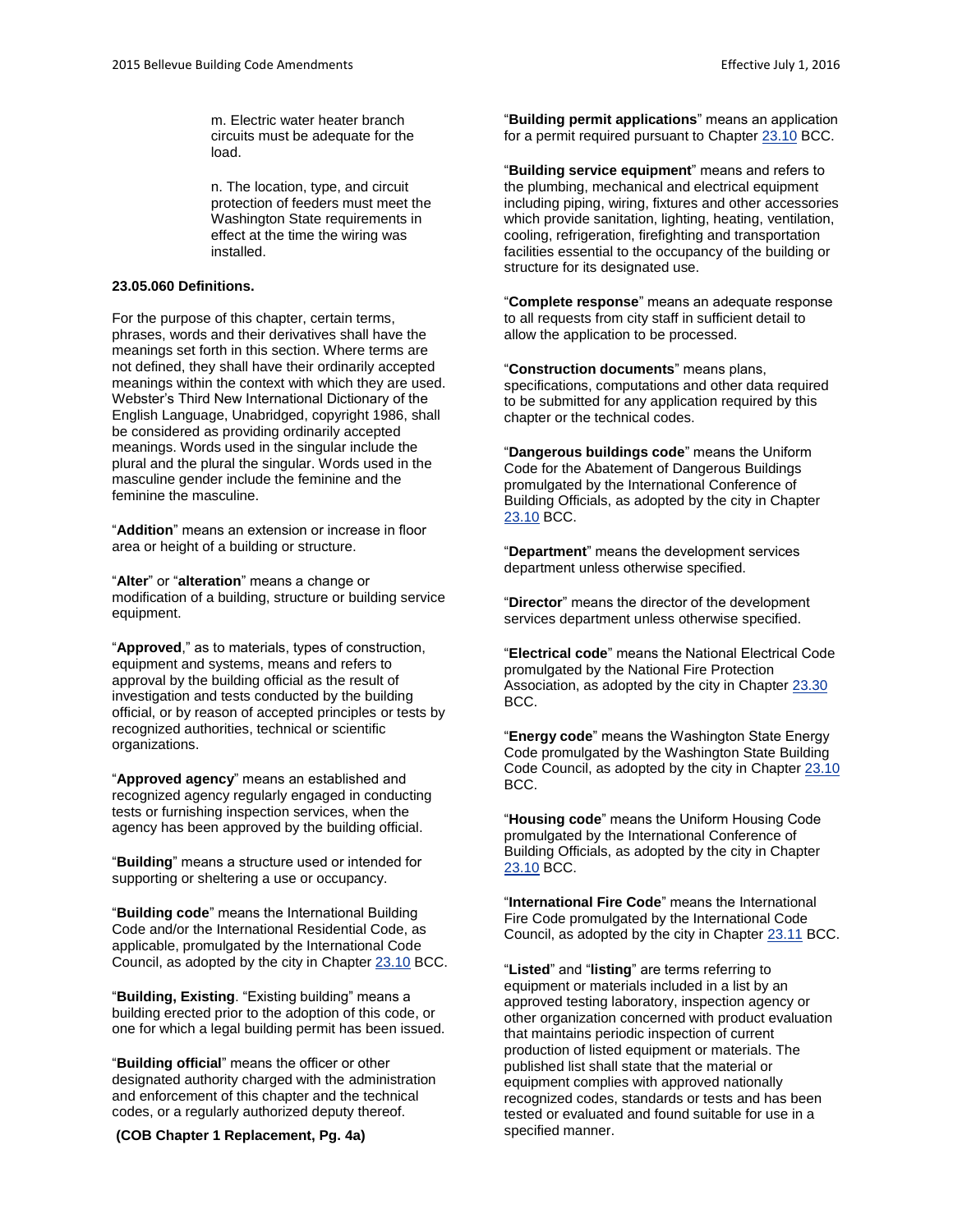m. Electric water heater branch circuits must be adequate for the load.

n. The location, type, and circuit protection of feeders must meet the Washington State requirements in effect at the time the wiring was installed.

**23.05.060 Definitions.**

For the purpose of this chapter, certain terms, phrases, words and their derivatives shall have the meanings set forth in this section. Where terms are not defined, they shall have their ordinarily accepted meanings within the context with which they are used. Webster's Third New International Dictionary of the English Language, Unabridged, copyright 1986, shall be considered as providing ordinarily accepted meanings. Words used in the singular include the plural and the plural the singular. Words used in the masculine gender include the feminine and the feminine the masculine.

"**Addition**" means an extension or increase in floor area or height of a building or structure.

"**Alter**" or "**alteration**" means a change or modification of a building, structure or building service equipment.

"**Approved**," as to materials, types of construction, equipment and systems, means and refers to approval by the building official as the result of investigation and tests conducted by the building official, or by reason of accepted principles or tests by recognized authorities, technical or scientific organizations.

"**Approved agency**" means an established and recognized agency regularly engaged in conducting tests or furnishing inspection services, when the agency has been approved by the building official.

"**Building**" means a structure used or intended for supporting or sheltering a use or occupancy.

"**Building code**" means the International Building Code and/or the International Residential Code, as applicable, promulgated by the International Code Council, as adopted by the city in Chapter 23.10 BCC.

"**Building, Existing**. "Existing building" means a building erected prior to the adoption of this code, or one for which a legal building permit has been issued.

"**Building official**" means the officer or other designated authority charged with the administration and enforcement of this chapter and the technical codes, or a regularly authorized deputy thereof.

**(COB Chapter 1 Replacement, Pg. 4a)**

"**Building permit applications**" means an application for a permit required pursuant to Chapter 23.10 BCC.

"**Building service equipment**" means and refers to the plumbing, mechanical and electrical equipment including piping, wiring, fixtures and other accessories which provide sanitation, lighting, heating, ventilation, cooling, refrigeration, firefighting and transportation facilities essential to the occupancy of the building or structure for its designated use.

"**Complete response**" means an adequate response to all requests from city staff in sufficient detail to allow the application to be processed.

"**Construction documents**" means plans, specifications, computations and other data required to be submitted for any application required by this chapter or the technical codes.

"**Dangerous buildings code**" means the Uniform Code for the Abatement of Dangerous Buildings promulgated by the International Conference of Building Officials, as adopted by the city in Chapter 23.10 BCC.

"**Department**" means the development services department unless otherwise specified.

"**Director**" means the director of the development services department unless otherwise specified.

"**Electrical code**" means the National Electrical Code promulgated by the National Fire Protection Association, as adopted by the city in Chapter 23.30 BCC.

"**Energy code**" means the Washington State Energy Code promulgated by the Washington State Building Code Council, as adopted by the city in Chapter 23.10 BCC.

"**Housing code**" means the Uniform Housing Code promulgated by the International Conference of Building Officials, as adopted by the city in Chapter 23.10 BCC.

"**International Fire Code**" means the International Fire Code promulgated by the International Code Council, as adopted by the city in Chapter 23.11 BCC.

"**Listed**" and "**listing**" are terms referring to equipment or materials included in a list by an approved testing laboratory, inspection agency or other organization concerned with product evaluation that maintains periodic inspection of current production of listed equipment or materials. The published list shall state that the material or equipment complies with approved nationally recognized codes, standards or tests and has been tested or evaluated and found suitable for use in a specified manner.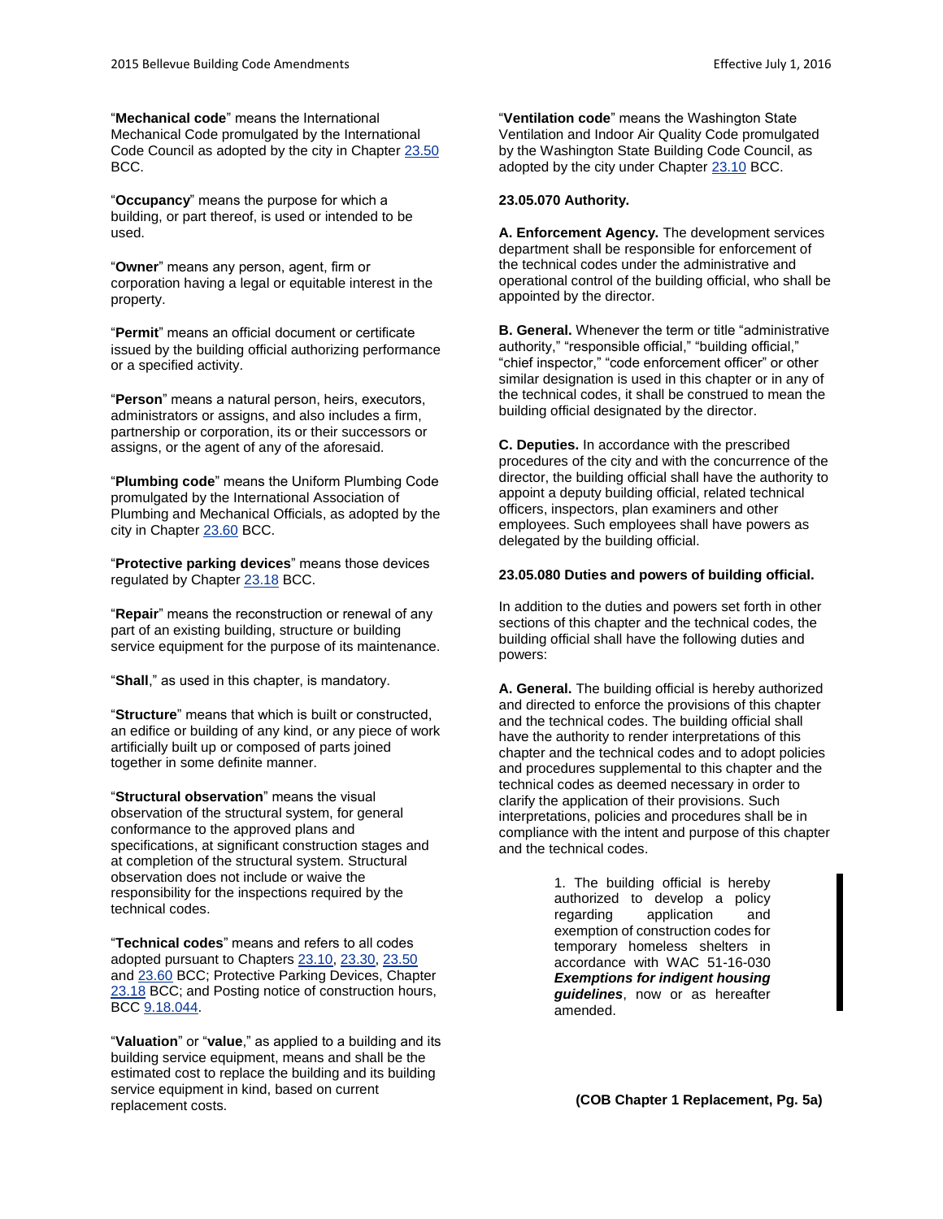"**Mechanical code**" means the International Mechanical Code promulgated by the International Code Council as adopted by the city in Chapter 23.50 BCC.

"**Occupancy**" means the purpose for which a building, or part thereof, is used or intended to be used.

"**Owner**" means any person, agent, firm or corporation having a legal or equitable interest in the property.

"**Permit**" means an official document or certificate issued by the building official authorizing performance or a specified activity.

"**Person**" means a natural person, heirs, executors, administrators or assigns, and also includes a firm, partnership or corporation, its or their successors or assigns, or the agent of any of the aforesaid.

"**Plumbing code**" means the Uniform Plumbing Code promulgated by the International Association of Plumbing and Mechanical Officials, as adopted by the city in Chapter 23.60 BCC.

"**Protective parking devices**" means those devices regulated by Chapter 23.18 BCC.

"**Repair**" means the reconstruction or renewal of any part of an existing building, structure or building service equipment for the purpose of its maintenance.

"**Shall**," as used in this chapter, is mandatory.

"**Structure**" means that which is built or constructed, an edifice or building of any kind, or any piece of work artificially built up or composed of parts joined together in some definite manner.

"**Structural observation**" means the visual observation of the structural system, for general conformance to the approved plans and specifications, at significant construction stages and at completion of the structural system. Structural observation does not include or waive the responsibility for the inspections required by the technical codes.

"**Technical codes**" means and refers to all codes adopted pursuant to Chapters 23.10, 23.30, 23.50 and 23.60 BCC; Protective Parking Devices, Chapter 23.18 BCC; and Posting notice of construction hours, BCC 9.18.044.

"**Valuation**" or "**value**," as applied to a building and its building service equipment, means and shall be the estimated cost to replace the building and its building service equipment in kind, based on current replacement costs.

"**Ventilation code**" means the Washington State Ventilation and Indoor Air Quality Code promulgated by the Washington State Building Code Council, as adopted by the city under Chapter 23.10 BCC.

**23.05.070 Authority.**

**A. Enforcement Agency.** The development services department shall be responsible for enforcement of the technical codes under the administrative and operational control of the building official, who shall be appointed by the director.

**B. General.** Whenever the term or title "administrative authority," "responsible official," "building official," "chief inspector," "code enforcement officer" or other similar designation is used in this chapter or in any of the technical codes, it shall be construed to mean the building official designated by the director.

**C. Deputies.** In accordance with the prescribed procedures of the city and with the concurrence of the director, the building official shall have the authority to appoint a deputy building official, related technical officers, inspectors, plan examiners and other employees. Such employees shall have powers as delegated by the building official.

**23.05.080 Duties and powers of building official.**

In addition to the duties and powers set forth in other sections of this chapter and the technical codes, the building official shall have the following duties and powers:

**A. General.** The building official is hereby authorized and directed to enforce the provisions of this chapter and the technical codes. The building official shall have the authority to render interpretations of this chapter and the technical codes and to adopt policies and procedures supplemental to this chapter and the technical codes as deemed necessary in order to clarify the application of their provisions. Such interpretations, policies and procedures shall be in compliance with the intent and purpose of this chapter and the technical codes.

1. The building official is hereby authorized to develop a policy regarding application and exemption of construction codes for temporary homeless shelters in accordance with WAC 51-16-030 ***Exemptions for indigent housing guidelines***, now or as hereafter amended.

**(COB Chapter 1 Replacement, Pg. 5a)**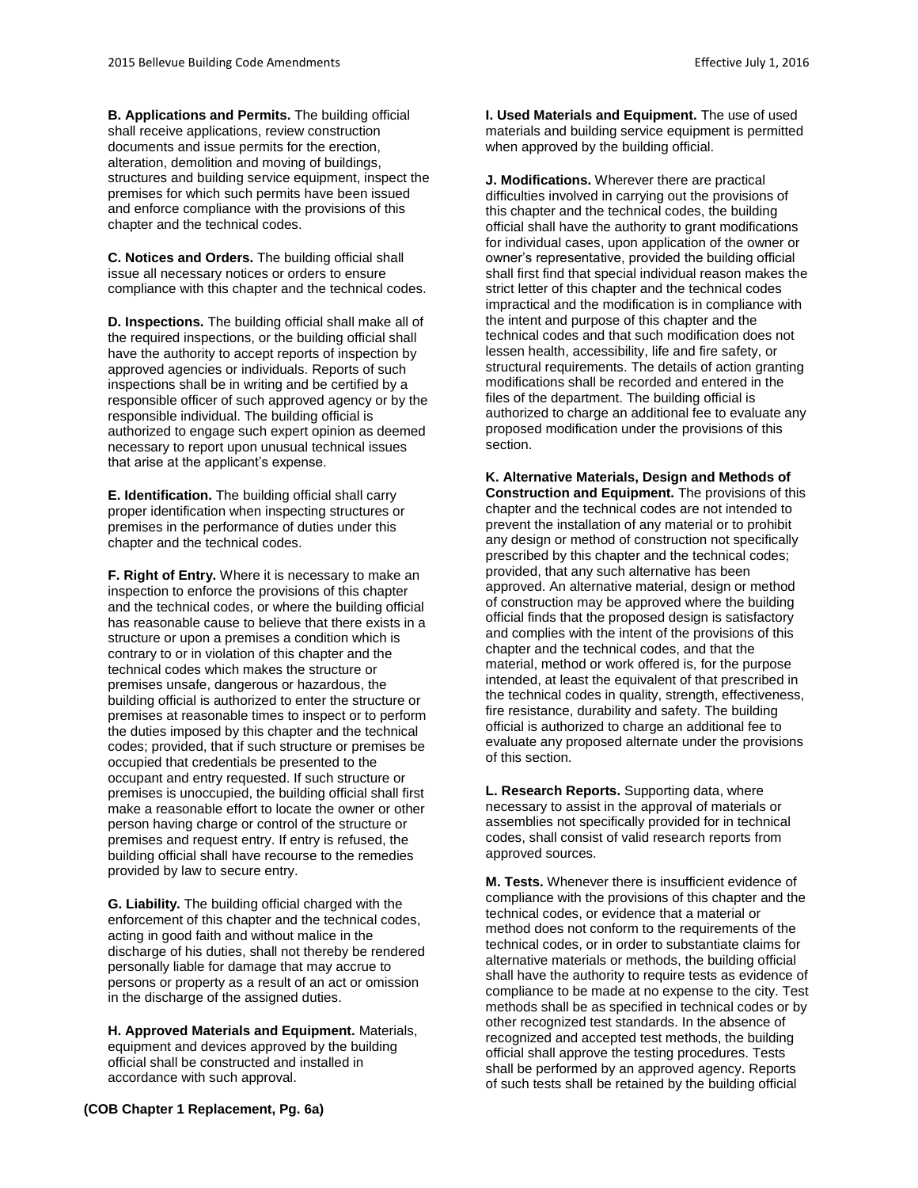**B. Applications and Permits.** The building official shall receive applications, review construction documents and issue permits for the erection, alteration, demolition and moving of buildings, structures and building service equipment, inspect the premises for which such permits have been issued and enforce compliance with the provisions of this chapter and the technical codes.

**C. Notices and Orders.** The building official shall issue all necessary notices or orders to ensure compliance with this chapter and the technical codes.

**D. Inspections.** The building official shall make all of the required inspections, or the building official shall have the authority to accept reports of inspection by approved agencies or individuals. Reports of such inspections shall be in writing and be certified by a responsible officer of such approved agency or by the responsible individual. The building official is authorized to engage such expert opinion as deemed necessary to report upon unusual technical issues that arise at the applicant's expense.

**E. Identification.** The building official shall carry proper identification when inspecting structures or premises in the performance of duties under this chapter and the technical codes.

**F. Right of Entry.** Where it is necessary to make an inspection to enforce the provisions of this chapter and the technical codes, or where the building official has reasonable cause to believe that there exists in a structure or upon a premises a condition which is contrary to or in violation of this chapter and the technical codes which makes the structure or premises unsafe, dangerous or hazardous, the building official is authorized to enter the structure or premises at reasonable times to inspect or to perform the duties imposed by this chapter and the technical codes; provided, that if such structure or premises be occupied that credentials be presented to the occupant and entry requested. If such structure or premises is unoccupied, the building official shall first make a reasonable effort to locate the owner or other person having charge or control of the structure or premises and request entry. If entry is refused, the building official shall have recourse to the remedies provided by law to secure entry.

**G. Liability.** The building official charged with the enforcement of this chapter and the technical codes, acting in good faith and without malice in the discharge of his duties, shall not thereby be rendered personally liable for damage that may accrue to persons or property as a result of an act or omission in the discharge of the assigned duties.

**H. Approved Materials and Equipment.** Materials, equipment and devices approved by the building official shall be constructed and installed in accordance with such approval.

**I. Used Materials and Equipment.** The use of used materials and building service equipment is permitted when approved by the building official.

**J. Modifications.** Wherever there are practical difficulties involved in carrying out the provisions of this chapter and the technical codes, the building official shall have the authority to grant modifications for individual cases, upon application of the owner or owner's representative, provided the building official shall first find that special individual reason makes the strict letter of this chapter and the technical codes impractical and the modification is in compliance with the intent and purpose of this chapter and the technical codes and that such modification does not lessen health, accessibility, life and fire safety, or structural requirements. The details of action granting modifications shall be recorded and entered in the files of the department. The building official is authorized to charge an additional fee to evaluate any proposed modification under the provisions of this section.

**K. Alternative Materials, Design and Methods of Construction and Equipment.** The provisions of this chapter and the technical codes are not intended to prevent the installation of any material or to prohibit any design or method of construction not specifically prescribed by this chapter and the technical codes; provided, that any such alternative has been approved. An alternative material, design or method of construction may be approved where the building official finds that the proposed design is satisfactory and complies with the intent of the provisions of this chapter and the technical codes, and that the material, method or work offered is, for the purpose intended, at least the equivalent of that prescribed in the technical codes in quality, strength, effectiveness, fire resistance, durability and safety. The building official is authorized to charge an additional fee to evaluate any proposed alternate under the provisions of this section.

**L. Research Reports.** Supporting data, where necessary to assist in the approval of materials or assemblies not specifically provided for in technical codes, shall consist of valid research reports from approved sources.

**M. Tests.** Whenever there is insufficient evidence of compliance with the provisions of this chapter and the technical codes, or evidence that a material or method does not conform to the requirements of the technical codes, or in order to substantiate claims for alternative materials or methods, the building official shall have the authority to require tests as evidence of compliance to be made at no expense to the city. Test methods shall be as specified in technical codes or by other recognized test standards. In the absence of recognized and accepted test methods, the building official shall approve the testing procedures. Tests shall be performed by an approved agency. Reports of such tests shall be retained by the building official

**(COB Chapter 1 Replacement, Pg. 6a)**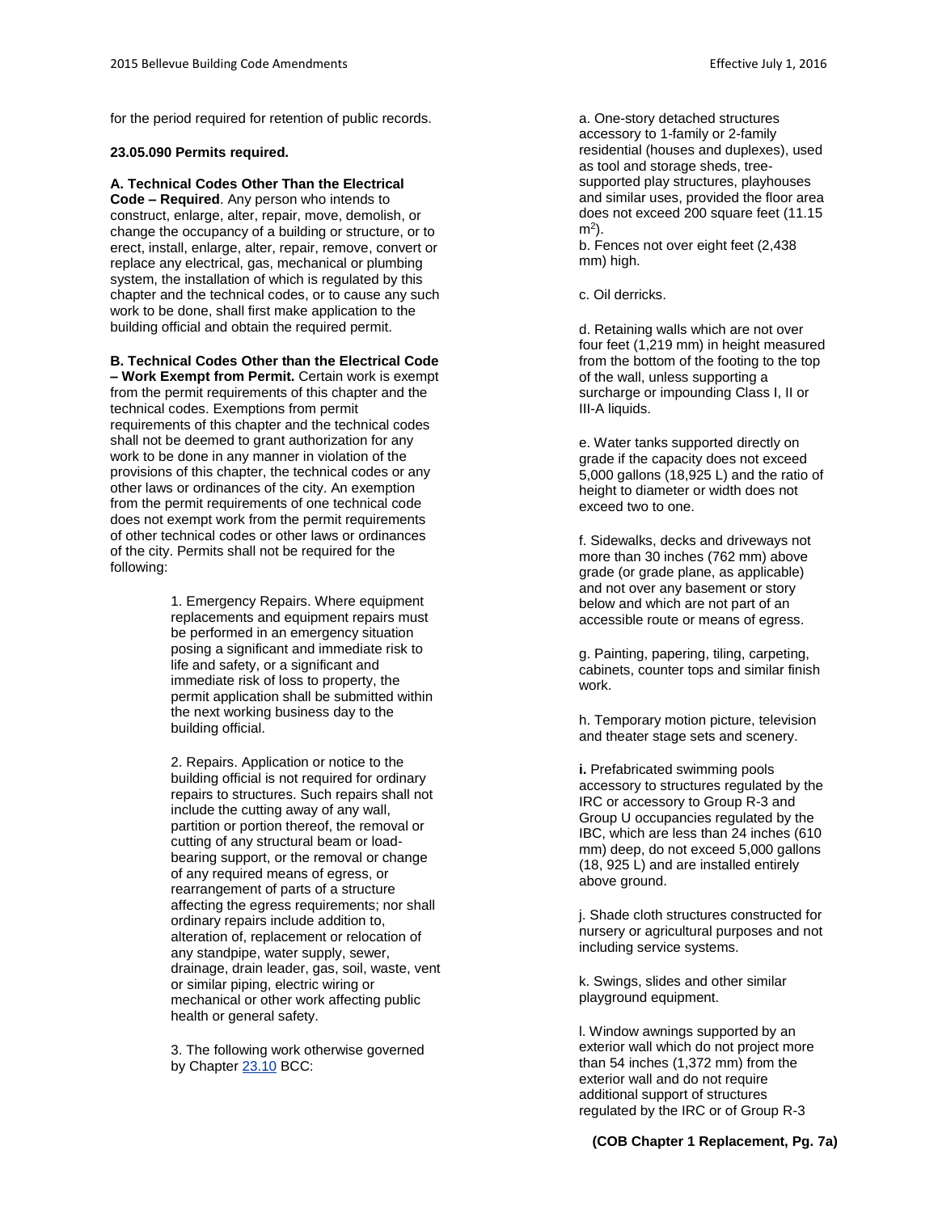for the period required for retention of public records.

**23.05.090 Permits required.**

**A. Technical Codes Other Than the Electrical Code – Required**. Any person who intends to construct, enlarge, alter, repair, move, demolish, or change the occupancy of a building or structure, or to erect, install, enlarge, alter, repair, remove, convert or replace any electrical, gas, mechanical or plumbing system, the installation of which is regulated by this chapter and the technical codes, or to cause any such work to be done, shall first make application to the building official and obtain the required permit.

**B. Technical Codes Other than the Electrical Code – Work Exempt from Permit.** Certain work is exempt from the permit requirements of this chapter and the technical codes. Exemptions from permit requirements of this chapter and the technical codes shall not be deemed to grant authorization for any work to be done in any manner in violation of the provisions of this chapter, the technical codes or any other laws or ordinances of the city. An exemption from the permit requirements of one technical code does not exempt work from the permit requirements of other technical codes or other laws or ordinances of the city. Permits shall not be required for the following:

1. Emergency Repairs. Where equipment replacements and equipment repairs must be performed in an emergency situation posing a significant and immediate risk to life and safety, or a significant and immediate risk of loss to property, the permit application shall be submitted within the next working business day to the building official.

2. Repairs. Application or notice to the building official is not required for ordinary repairs to structures. Such repairs shall not include the cutting away of any wall, partition or portion thereof, the removal or cutting of any structural beam or load-bearing support, or the removal or change of any required means of egress, or rearrangement of parts of a structure affecting the egress requirements; nor shall ordinary repairs include addition to, alteration of, replacement or relocation of any standpipe, water supply, sewer, drainage, drain leader, gas, soil, waste, vent or similar piping, electric wiring or mechanical or other work affecting public health or general safety.

3. The following work otherwise governed by Chapter 23.10 BCC:

a. One-story detached structures accessory to 1-family or 2-family residential (houses and duplexes), used as tool and storage sheds, tree-supported play structures, playhouses and similar uses, provided the floor area does not exceed 200 square feet (11.15 $m^2$).

b. Fences not over eight feet (2,438 mm) high.

c. Oil derricks.

d. Retaining walls which are not over four feet (1,219 mm) in height measured from the bottom of the footing to the top of the wall, unless supporting a surcharge or impounding Class I, II or III-A liquids.

e. Water tanks supported directly on grade if the capacity does not exceed 5,000 gallons (18,925 L) and the ratio of height to diameter or width does not exceed two to one.

f. Sidewalks, decks and driveways not more than 30 inches (762 mm) above grade (or grade plane, as applicable) and not over any basement or story below and which are not part of an accessible route or means of egress.

g. Painting, papering, tiling, carpeting, cabinets, counter tops and similar finish work.

h. Temporary motion picture, television and theater stage sets and scenery.

**i.** Prefabricated swimming pools accessory to structures regulated by the IRC or accessory to Group R-3 and Group U occupancies regulated by the IBC, which are less than 24 inches (610 mm) deep, do not exceed 5,000 gallons (18, 925 L) and are installed entirely above ground.

j. Shade cloth structures constructed for nursery or agricultural purposes and not including service systems.

k. Swings, slides and other similar playground equipment.

l. Window awnings supported by an exterior wall which do not project more than 54 inches (1,372 mm) from the exterior wall and do not require additional support of structures regulated by the IRC or of Group R-3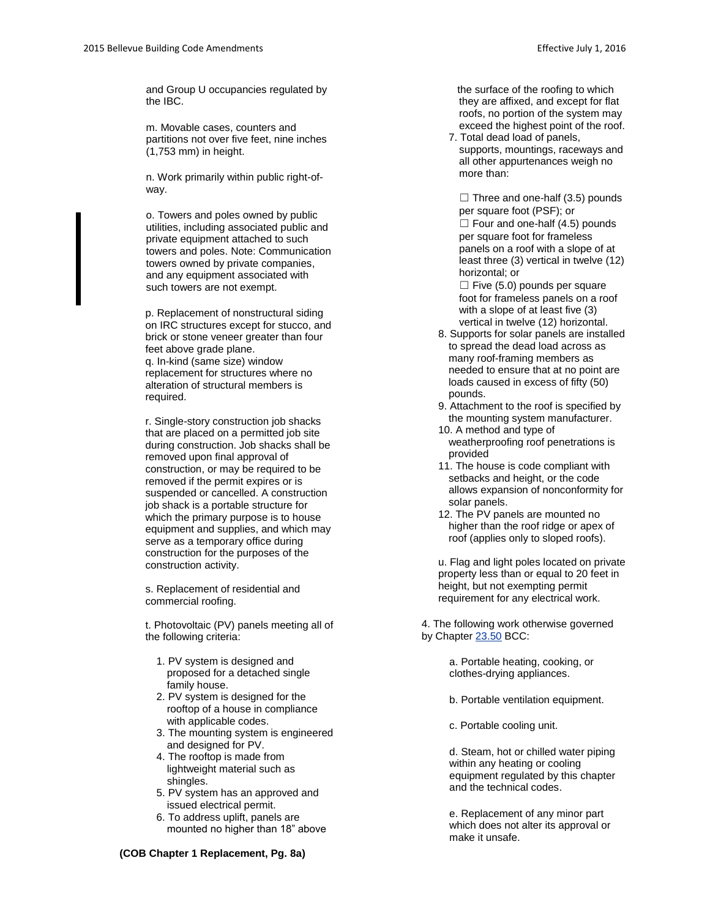and Group U occupancies regulated by the IBC.

m. Movable cases, counters and partitions not over five feet, nine inches (1,753 mm) in height.

n. Work primarily within public right-of-way.

o. Towers and poles owned by public utilities, including associated public and private equipment attached to such towers and poles. Note: Communication towers owned by private companies, and any equipment associated with such towers are not exempt.

p. Replacement of nonstructural siding on IRC structures except for stucco, and brick or stone veneer greater than four feet above grade plane.

q. In-kind (same size) window replacement for structures where no alteration of structural members is required.

r. Single-story construction job shacks that are placed on a permitted job site during construction. Job shacks shall be removed upon final approval of construction, or may be required to be removed if the permit expires or is suspended or cancelled. A construction job shack is a portable structure for which the primary purpose is to house equipment and supplies, and which may serve as a temporary office during construction for the purposes of the construction activity.

s. Replacement of residential and commercial roofing.

t. Photovoltaic (PV) panels meeting all of the following criteria:

1. PV system is designed and proposed for a detached single family house.
2. PV system is designed for the rooftop of a house in compliance with applicable codes.
3. The mounting system is engineered and designed for PV.
4. The rooftop is made from lightweight material such as shingles.
5. PV system has an approved and issued electrical permit.
6. To address uplift, panels are mounted no higher than 18" above the surface of the roofing to which they are affixed, and except for flat roofs, no portion of the system may exceed the highest point of the roof.
7. Total dead load of panels, supports, mountings, raceways and all other appurtenances weigh no more than:
   - ☐ Three and one-half (3.5) pounds per square foot (PSF); or
   - ☐ Four and one-half (4.5) pounds per square foot for frameless panels on a roof with a slope of at least three (3) vertical in twelve (12) horizontal; or
   - ☐ Five (5.0) pounds per square foot for frameless panels on a roof with a slope of at least five (3) vertical in twelve (12) horizontal.
8. Supports for solar panels are installed to spread the dead load across as many roof-framing members as needed to ensure that at no point are loads caused in excess of fifty (50) pounds.
9. Attachment to the roof is specified by the mounting system manufacturer.
10. A method and type of weatherproofing roof penetrations is provided
11. The house is code compliant with setbacks and height, or the code allows expansion of nonconformity for solar panels.
12. The PV panels are mounted no higher than the roof ridge or apex of roof (applies only to sloped roofs).

u. Flag and light poles located on private property less than or equal to 20 feet in height, but not exempting permit requirement for any electrical work.

4. The following work otherwise governed by Chapter 23.50 BCC:

a. Portable heating, cooking, or clothes-drying appliances.

b. Portable ventilation equipment.

c. Portable cooling unit.

d. Steam, hot or chilled water piping within any heating or cooling equipment regulated by this chapter and the technical codes.

e. Replacement of any minor part which does not alter its approval or make it unsafe.

**(COB Chapter 1 Replacement, Pg. 8a)**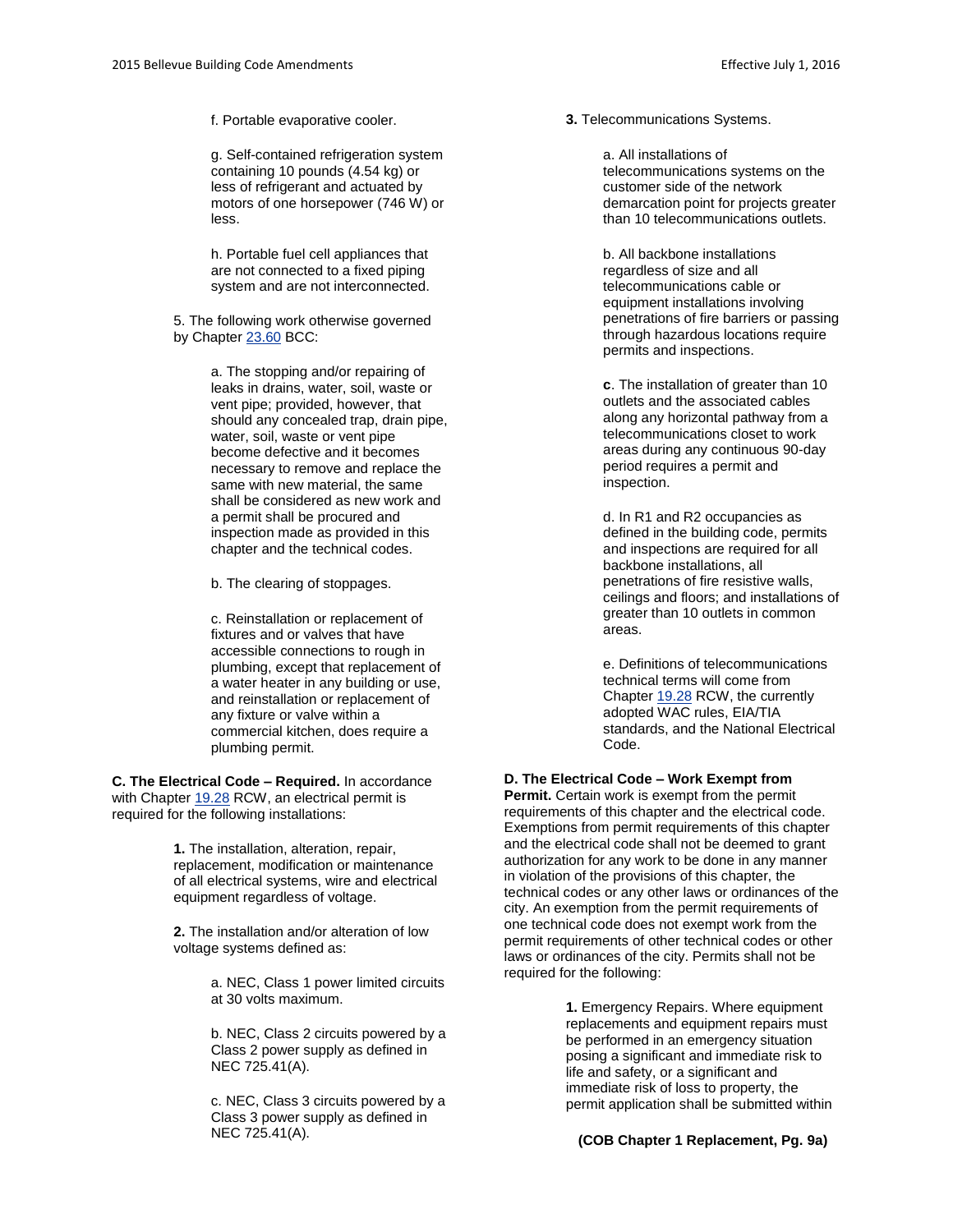f. Portable evaporative cooler.

g. Self-contained refrigeration system containing 10 pounds (4.54 kg) or less of refrigerant and actuated by motors of one horsepower (746 W) or less.

h. Portable fuel cell appliances that are not connected to a fixed piping system and are not interconnected.

5. The following work otherwise governed by Chapter 23.60 BCC:

a. The stopping and/or repairing of leaks in drains, water, soil, waste or vent pipe; provided, however, that should any concealed trap, drain pipe, water, soil, waste or vent pipe become defective and it becomes necessary to remove and replace the same with new material, the same shall be considered as new work and a permit shall be procured and inspection made as provided in this chapter and the technical codes.

b. The clearing of stoppages.

c. Reinstallation or replacement of fixtures and or valves that have accessible connections to rough in plumbing, except that replacement of a water heater in any building or use, and reinstallation or replacement of any fixture or valve within a commercial kitchen, does require a plumbing permit.

**C. The Electrical Code – Required.** In accordance with Chapter 19.28 RCW, an electrical permit is required for the following installations:

**1.** The installation, alteration, repair, replacement, modification or maintenance of all electrical systems, wire and electrical equipment regardless of voltage.

**2.** The installation and/or alteration of low voltage systems defined as:

a. NEC, Class 1 power limited circuits at 30 volts maximum.

b. NEC, Class 2 circuits powered by a Class 2 power supply as defined in NEC 725.41(A).

c. NEC, Class 3 circuits powered by a Class 3 power supply as defined in NEC 725.41(A).

**3.** Telecommunications Systems.

a. All installations of telecommunications systems on the customer side of the network demarcation point for projects greater than 10 telecommunications outlets.

b. All backbone installations regardless of size and all telecommunications cable or equipment installations involving penetrations of fire barriers or passing through hazardous locations require permits and inspections.

**c**. The installation of greater than 10 outlets and the associated cables along any horizontal pathway from a telecommunications closet to work areas during any continuous 90-day period requires a permit and inspection.

d. In R1 and R2 occupancies as defined in the building code, permits and inspections are required for all backbone installations, all penetrations of fire resistive walls, ceilings and floors; and installations of greater than 10 outlets in common areas.

e. Definitions of telecommunications technical terms will come from Chapter 19.28 RCW, the currently adopted WAC rules, EIA/TIA standards, and the National Electrical Code.

**D. The Electrical Code – Work Exempt from Permit.** Certain work is exempt from the permit requirements of this chapter and the electrical code. Exemptions from permit requirements of this chapter and the electrical code shall not be deemed to grant authorization for any work to be done in any manner in violation of the provisions of this chapter, the technical codes or any other laws or ordinances of the city. An exemption from the permit requirements of one technical code does not exempt work from the permit requirements of other technical codes or other laws or ordinances of the city. Permits shall not be required for the following:

**1.** Emergency Repairs. Where equipment replacements and equipment repairs must be performed in an emergency situation posing a significant and immediate risk to life and safety, or a significant and immediate risk of loss to property, the permit application shall be submitted within

**(COB Chapter 1 Replacement, Pg. 9a)**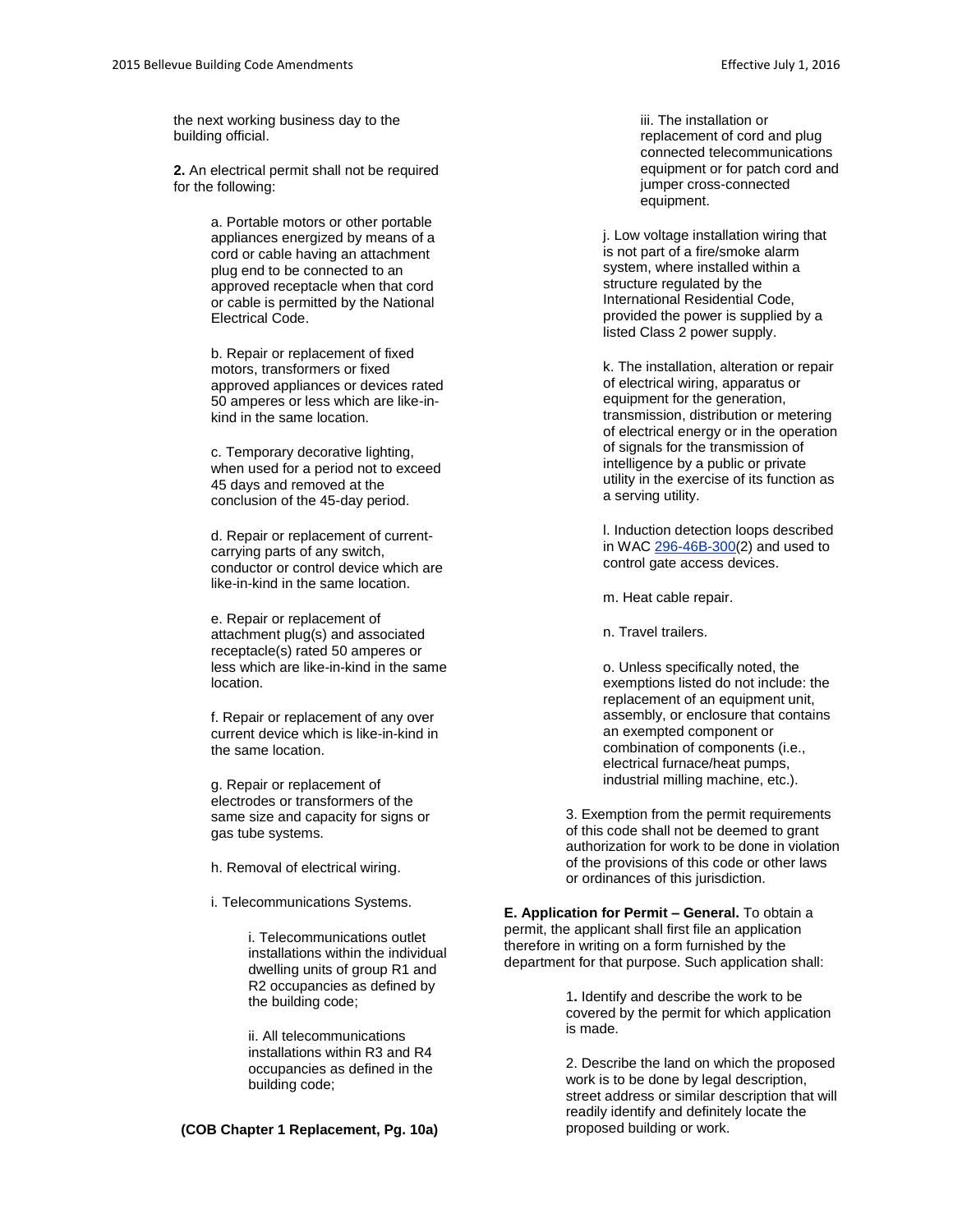the next working business day to the building official.

**2.** An electrical permit shall not be required for the following:

a. Portable motors or other portable appliances energized by means of a cord or cable having an attachment plug end to be connected to an approved receptacle when that cord or cable is permitted by the National Electrical Code.

b. Repair or replacement of fixed motors, transformers or fixed approved appliances or devices rated 50 amperes or less which are like-in-kind in the same location.

c. Temporary decorative lighting, when used for a period not to exceed 45 days and removed at the conclusion of the 45-day period.

d. Repair or replacement of current-carrying parts of any switch, conductor or control device which are like-in-kind in the same location.

e. Repair or replacement of attachment plug(s) and associated receptacle(s) rated 50 amperes or less which are like-in-kind in the same location.

f. Repair or replacement of any over current device which is like-in-kind in the same location.

g. Repair or replacement of electrodes or transformers of the same size and capacity for signs or gas tube systems.

h. Removal of electrical wiring.

i. Telecommunications Systems.

i. Telecommunications outlet installations within the individual dwelling units of group R1 and R2 occupancies as defined by the building code;

ii. All telecommunications installations within R3 and R4 occupancies as defined in the building code;

**(COB Chapter 1 Replacement, Pg. 10a)**

iii. The installation or replacement of cord and plug connected telecommunications equipment or for patch cord and jumper cross-connected equipment.

j. Low voltage installation wiring that is not part of a fire/smoke alarm system, where installed within a structure regulated by the International Residential Code, provided the power is supplied by a listed Class 2 power supply.

k. The installation, alteration or repair of electrical wiring, apparatus or equipment for the generation, transmission, distribution or metering of electrical energy or in the operation of signals for the transmission of intelligence by a public or private utility in the exercise of its function as a serving utility.

l. Induction detection loops described in WAC [296-46B-300](2) and used to control gate access devices.

m. Heat cable repair.

n. Travel trailers.

o. Unless specifically noted, the exemptions listed do not include: the replacement of an equipment unit, assembly, or enclosure that contains an exempted component or combination of components (i.e., electrical furnace/heat pumps, industrial milling machine, etc.).

3. Exemption from the permit requirements of this code shall not be deemed to grant authorization for work to be done in violation of the provisions of this code or other laws or ordinances of this jurisdiction.

**E. Application for Permit – General.** To obtain a permit, the applicant shall first file an application therefore in writing on a form furnished by the department for that purpose. Such application shall:

1. Identify and describe the work to be covered by the permit for which application is made.

2. Describe the land on which the proposed work is to be done by legal description, street address or similar description that will readily identify and definitely locate the proposed building or work.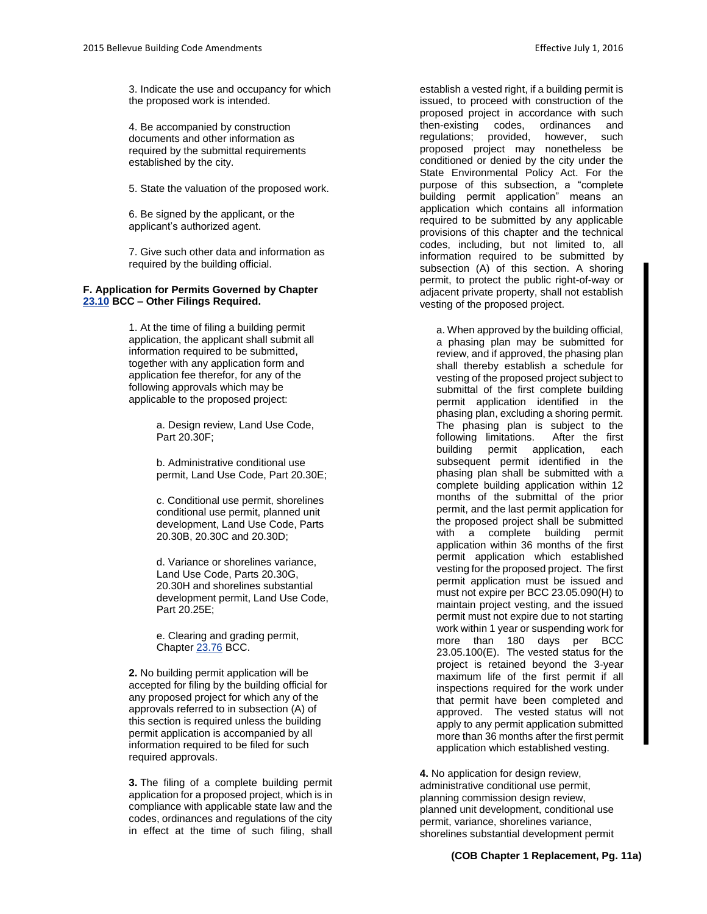3. Indicate the use and occupancy for which the proposed work is intended.

4. Be accompanied by construction documents and other information as required by the submittal requirements established by the city.

5. State the valuation of the proposed work.

6. Be signed by the applicant, or the applicant's authorized agent.

7. Give such other data and information as required by the building official.

**F. Application for Permits Governed by Chapter 23.10 BCC – Other Filings Required.**

1. At the time of filing a building permit application, the applicant shall submit all information required to be submitted, together with any application form and application fee therefor, for any of the following approvals which may be applicable to the proposed project:

a. Design review, Land Use Code, Part 20.30F;

b. Administrative conditional use permit, Land Use Code, Part 20.30E;

c. Conditional use permit, shorelines conditional use permit, planned unit development, Land Use Code, Parts 20.30B, 20.30C and 20.30D;

d. Variance or shorelines variance, Land Use Code, Parts 20.30G, 20.30H and shorelines substantial development permit, Land Use Code, Part 20.25E;

e. Clearing and grading permit, Chapter 23.76 BCC.

**2.** No building permit application will be accepted for filing by the building official for any proposed project for which any of the approvals referred to in subsection (A) of this section is required unless the building permit application is accompanied by all information required to be filed for such required approvals.

**3.** The filing of a complete building permit application for a proposed project, which is in compliance with applicable state law and the codes, ordinances and regulations of the city in effect at the time of such filing, shall establish a vested right, if a building permit is issued, to proceed with construction of the proposed project in accordance with such then-existing codes, ordinances and regulations; provided, however, such proposed project may nonetheless be conditioned or denied by the city under the State Environmental Policy Act. For the purpose of this subsection, a "complete building permit application" means an application which contains all information required to be submitted by any applicable provisions of this chapter and the technical codes, including, but not limited to, all information required to be submitted by subsection (A) of this section. A shoring permit, to protect the public right-of-way or adjacent private property, shall not establish vesting of the proposed project.

a. When approved by the building official, a phasing plan may be submitted for review, and if approved, the phasing plan shall thereby establish a schedule for vesting of the proposed project subject to submittal of the first complete building permit application identified in the phasing plan, excluding a shoring permit. The phasing plan is subject to the following limitations. After the first building permit application, each subsequent permit identified in the phasing plan shall be submitted with a complete building application within 12 months of the submittal of the prior permit, and the last permit application for the proposed project shall be submitted with a complete building permit application within 36 months of the first permit application which established vesting for the proposed project. The first permit application must be issued and must not expire per BCC 23.05.090(H) to maintain project vesting, and the issued permit must not expire due to not starting work within 1 year or suspending work for more than 180 days per BCC 23.05.100(E). The vested status for the project is retained beyond the 3-year maximum life of the first permit if all inspections required for the work under that permit have been completed and approved. The vested status will not apply to any permit application submitted more than 36 months after the first permit application which established vesting.

**4.** No application for design review, administrative conditional use permit, planning commission design review, planned unit development, conditional use permit, variance, shorelines variance, shorelines substantial development permit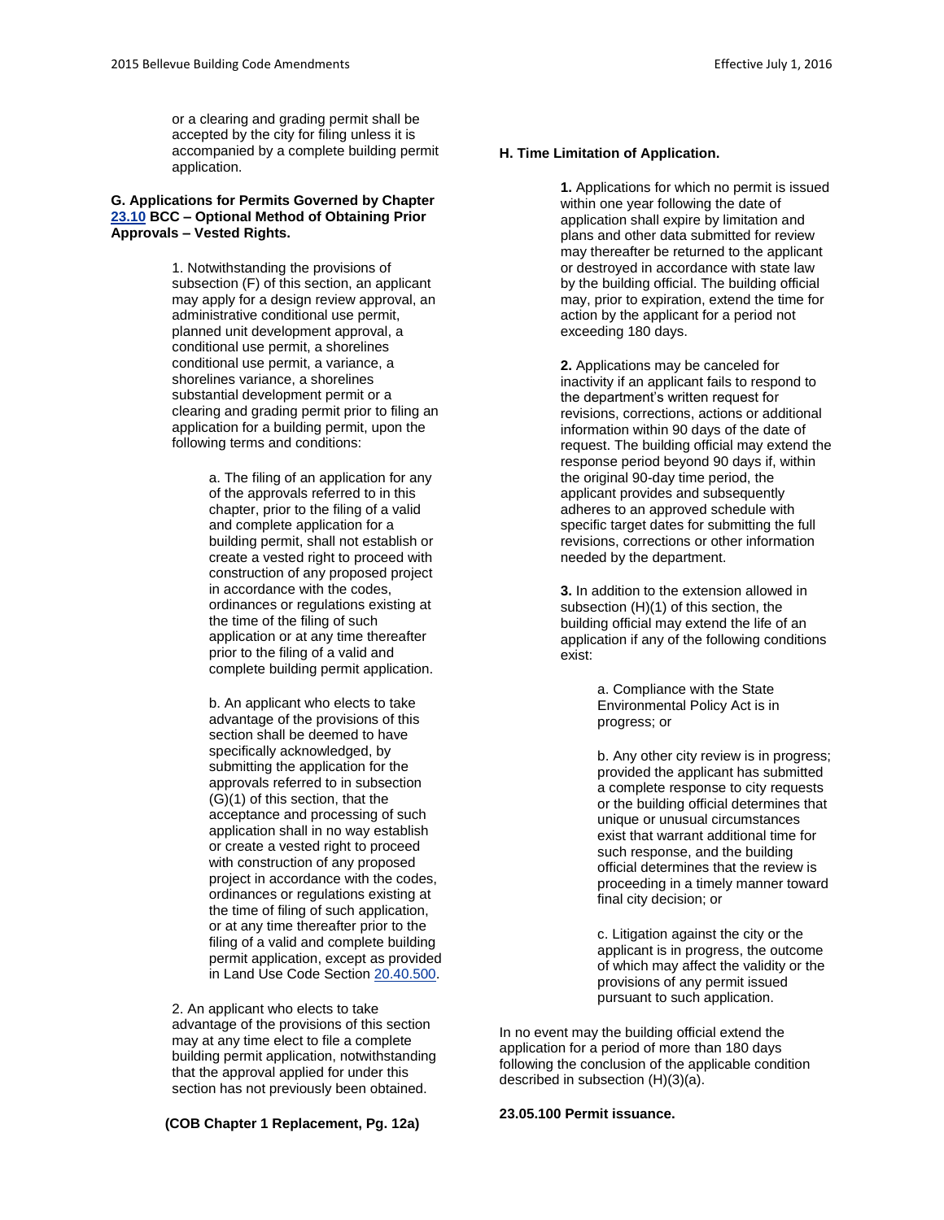or a clearing and grading permit shall be accepted by the city for filing unless it is accompanied by a complete building permit application.

**G. Applications for Permits Governed by Chapter 23.10 BCC – Optional Method of Obtaining Prior Approvals – Vested Rights.**

1. Notwithstanding the provisions of subsection (F) of this section, an applicant may apply for a design review approval, an administrative conditional use permit, planned unit development approval, a conditional use permit, a shorelines conditional use permit, a variance, a shorelines variance, a shorelines substantial development permit or a clearing and grading permit prior to filing an application for a building permit, upon the following terms and conditions:

a. The filing of an application for any of the approvals referred to in this chapter, prior to the filing of a valid and complete application for a building permit, shall not establish or create a vested right to proceed with construction of any proposed project in accordance with the codes, ordinances or regulations existing at the time of the filing of such application or at any time thereafter prior to the filing of a valid and complete building permit application.

b. An applicant who elects to take advantage of the provisions of this section shall be deemed to have specifically acknowledged, by submitting the application for the approvals referred to in subsection (G)(1) of this section, that the acceptance and processing of such application shall in no way establish or create a vested right to proceed with construction of any proposed project in accordance with the codes, ordinances or regulations existing at the time of filing of such application, or at any time thereafter prior to the filing of a valid and complete building permit application, except as provided in Land Use Code Section 20.40.500.

2. An applicant who elects to take advantage of the provisions of this section may at any time elect to file a complete building permit application, notwithstanding that the approval applied for under this section has not previously been obtained.

**(COB Chapter 1 Replacement, Pg. 12a)**

**H. Time Limitation of Application.**

**1.** Applications for which no permit is issued within one year following the date of application shall expire by limitation and plans and other data submitted for review may thereafter be returned to the applicant or destroyed in accordance with state law by the building official. The building official may, prior to expiration, extend the time for action by the applicant for a period not exceeding 180 days.

**2.** Applications may be canceled for inactivity if an applicant fails to respond to the department's written request for revisions, corrections, actions or additional information within 90 days of the date of request. The building official may extend the response period beyond 90 days if, within the original 90-day time period, the applicant provides and subsequently adheres to an approved schedule with specific target dates for submitting the full revisions, corrections or other information needed by the department.

**3.** In addition to the extension allowed in subsection (H)(1) of this section, the building official may extend the life of an application if any of the following conditions exist:

a. Compliance with the State Environmental Policy Act is in progress; or

b. Any other city review is in progress; provided the applicant has submitted a complete response to city requests or the building official determines that unique or unusual circumstances exist that warrant additional time for such response, and the building official determines that the review is proceeding in a timely manner toward final city decision; or

c. Litigation against the city or the applicant is in progress, the outcome of which may affect the validity or the provisions of any permit issued pursuant to such application.

In no event may the building official extend the application for a period of more than 180 days following the conclusion of the applicable condition described in subsection (H)(3)(a).

**23.05.100 Permit issuance.**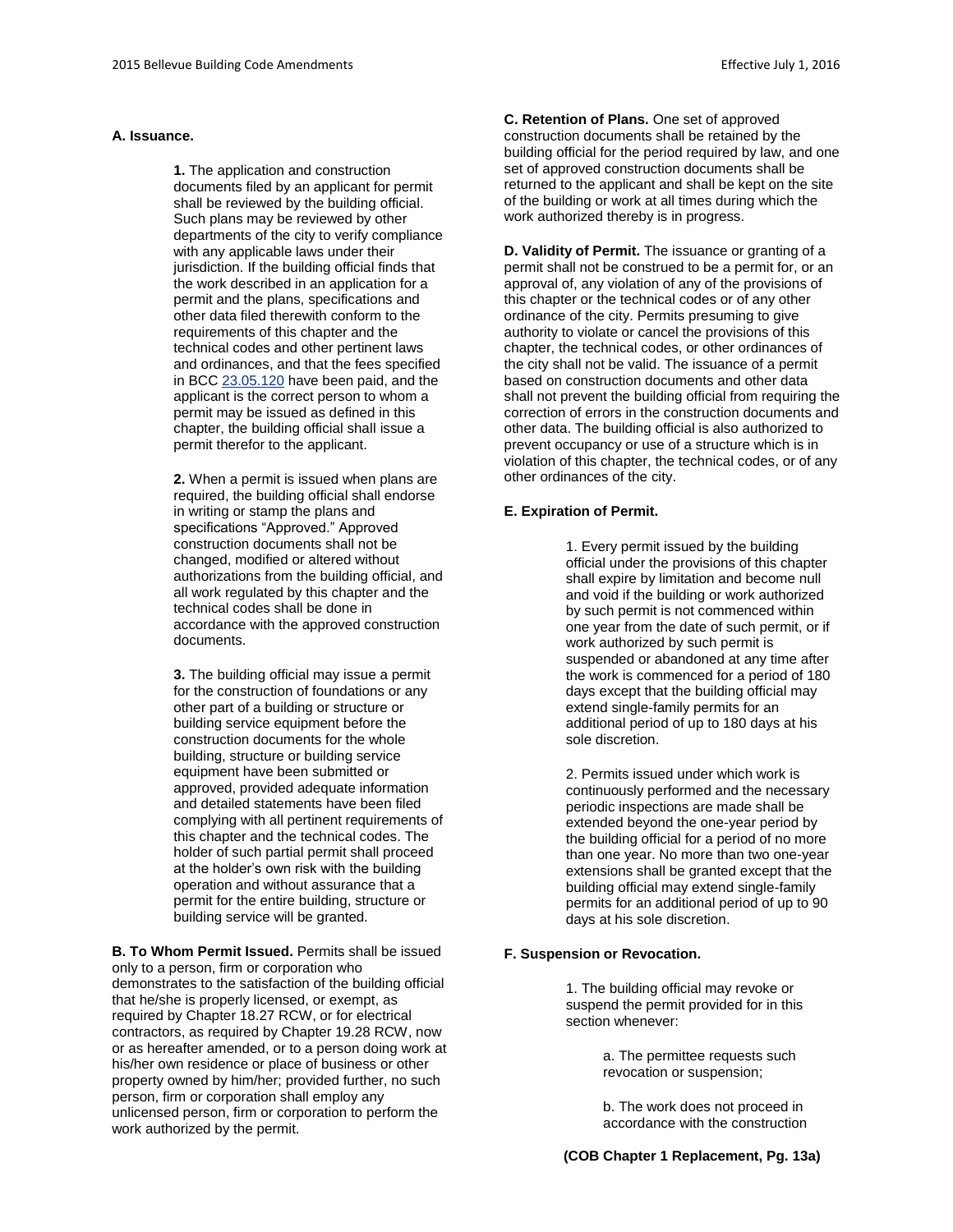**A. Issuance.**

**1.** The application and construction documents filed by an applicant for permit shall be reviewed by the building official. Such plans may be reviewed by other departments of the city to verify compliance with any applicable laws under their jurisdiction. If the building official finds that the work described in an application for a permit and the plans, specifications and other data filed therewith conform to the requirements of this chapter and the technical codes and other pertinent laws and ordinances, and that the fees specified in BCC 23.05.120 have been paid, and the applicant is the correct person to whom a permit may be issued as defined in this chapter, the building official shall issue a permit therefor to the applicant.

**2.** When a permit is issued when plans are required, the building official shall endorse in writing or stamp the plans and specifications "Approved." Approved construction documents shall not be changed, modified or altered without authorizations from the building official, and all work regulated by this chapter and the technical codes shall be done in accordance with the approved construction documents.

**3.** The building official may issue a permit for the construction of foundations or any other part of a building or structure or building service equipment before the construction documents for the whole building, structure or building service equipment have been submitted or approved, provided adequate information and detailed statements have been filed complying with all pertinent requirements of this chapter and the technical codes. The holder of such partial permit shall proceed at the holder's own risk with the building operation and without assurance that a permit for the entire building, structure or building service will be granted.

**B. To Whom Permit Issued.** Permits shall be issued only to a person, firm or corporation who demonstrates to the satisfaction of the building official that he/she is properly licensed, or exempt, as required by Chapter 18.27 RCW, or for electrical contractors, as required by Chapter 19.28 RCW, now or as hereafter amended, or to a person doing work at his/her own residence or place of business or other property owned by him/her; provided further, no such person, firm or corporation shall employ any unlicensed person, firm or corporation to perform the work authorized by the permit.

**C. Retention of Plans.** One set of approved construction documents shall be retained by the building official for the period required by law, and one set of approved construction documents shall be returned to the applicant and shall be kept on the site of the building or work at all times during which the work authorized thereby is in progress.

**D. Validity of Permit.** The issuance or granting of a permit shall not be construed to be a permit for, or an approval of, any violation of any of the provisions of this chapter or the technical codes or of any other ordinance of the city. Permits presuming to give authority to violate or cancel the provisions of this chapter, the technical codes, or other ordinances of the city shall not be valid. The issuance of a permit based on construction documents and other data shall not prevent the building official from requiring the correction of errors in the construction documents and other data. The building official is also authorized to prevent occupancy or use of a structure which is in violation of this chapter, the technical codes, or of any other ordinances of the city.

**E. Expiration of Permit.**

1. Every permit issued by the building official under the provisions of this chapter shall expire by limitation and become null and void if the building or work authorized by such permit is not commenced within one year from the date of such permit, or if work authorized by such permit is suspended or abandoned at any time after the work is commenced for a period of 180 days except that the building official may extend single-family permits for an additional period of up to 180 days at his sole discretion.

2. Permits issued under which work is continuously performed and the necessary periodic inspections are made shall be extended beyond the one-year period by the building official for a period of no more than one year. No more than two one-year extensions shall be granted except that the building official may extend single-family permits for an additional period of up to 90 days at his sole discretion.

**F. Suspension or Revocation.**

1. The building official may revoke or suspend the permit provided for in this section whenever:

a. The permittee requests such revocation or suspension;

b. The work does not proceed in accordance with the construction

**(COB Chapter 1 Replacement, Pg. 13a)**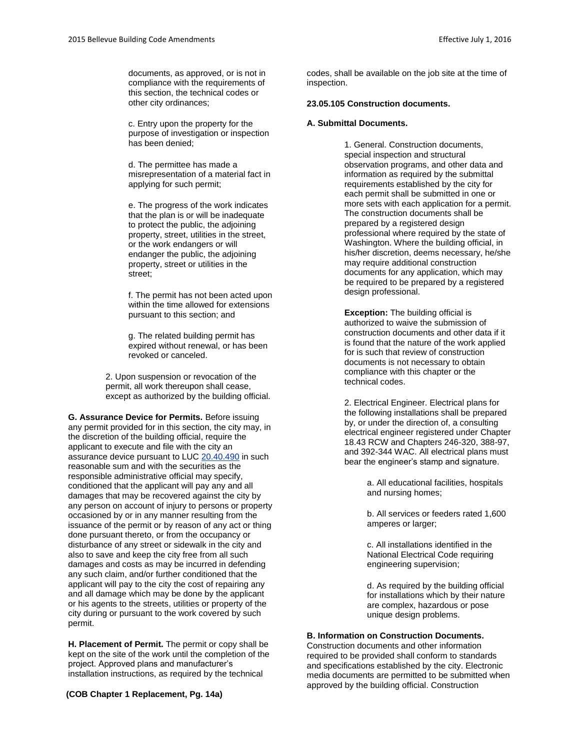documents, as approved, or is not in compliance with the requirements of this section, the technical codes or other city ordinances;

c. Entry upon the property for the purpose of investigation or inspection has been denied;

d. The permittee has made a misrepresentation of a material fact in applying for such permit;

e. The progress of the work indicates that the plan is or will be inadequate to protect the public, the adjoining property, street, utilities in the street, or the work endangers or will endanger the public, the adjoining property, street or utilities in the street;

f. The permit has not been acted upon within the time allowed for extensions pursuant to this section; and

g. The related building permit has expired without renewal, or has been revoked or canceled.

2. Upon suspension or revocation of the permit, all work thereupon shall cease, except as authorized by the building official.

**G. Assurance Device for Permits.** Before issuing any permit provided for in this section, the city may, in the discretion of the building official, require the applicant to execute and file with the city an assurance device pursuant to LUC 20.40.490 in such reasonable sum and with the securities as the responsible administrative official may specify, conditioned that the applicant will pay any and all damages that may be recovered against the city by any person on account of injury to persons or property occasioned by or in any manner resulting from the issuance of the permit or by reason of any act or thing done pursuant thereto, or from the occupancy or disturbance of any street or sidewalk in the city and also to save and keep the city free from all such damages and costs as may be incurred in defending any such claim, and/or further conditioned that the applicant will pay to the city the cost of repairing any and all damage which may be done by the applicant or his agents to the streets, utilities or property of the city during or pursuant to the work covered by such permit.

**H. Placement of Permit.** The permit or copy shall be kept on the site of the work until the completion of the project. Approved plans and manufacturer's installation instructions, as required by the technical codes, shall be available on the job site at the time of inspection.

**23.05.105 Construction documents.**

**A. Submittal Documents.**

1. General. Construction documents, special inspection and structural observation programs, and other data and information as required by the submittal requirements established by the city for each permit shall be submitted in one or more sets with each application for a permit. The construction documents shall be prepared by a registered design professional where required by the state of Washington. Where the building official, in his/her discretion, deems necessary, he/she may require additional construction documents for any application, which may be required to be prepared by a registered design professional.

**Exception:** The building official is authorized to waive the submission of construction documents and other data if it is found that the nature of the work applied for is such that review of construction documents is not necessary to obtain compliance with this chapter or the technical codes.

2. Electrical Engineer. Electrical plans for the following installations shall be prepared by, or under the direction of, a consulting electrical engineer registered under Chapter 18.43 RCW and Chapters 246-320, 388-97, and 392-344 WAC. All electrical plans must bear the engineer's stamp and signature.

a. All educational facilities, hospitals and nursing homes;

b. All services or feeders rated 1,600 amperes or larger;

c. All installations identified in the National Electrical Code requiring engineering supervision;

d. As required by the building official for installations which by their nature are complex, hazardous or pose unique design problems.

**B. Information on Construction Documents.** Construction documents and other information required to be provided shall conform to standards and specifications established by the city. Electronic media documents are permitted to be submitted when approved by the building official. Construction

**(COB Chapter 1 Replacement, Pg. 14a)**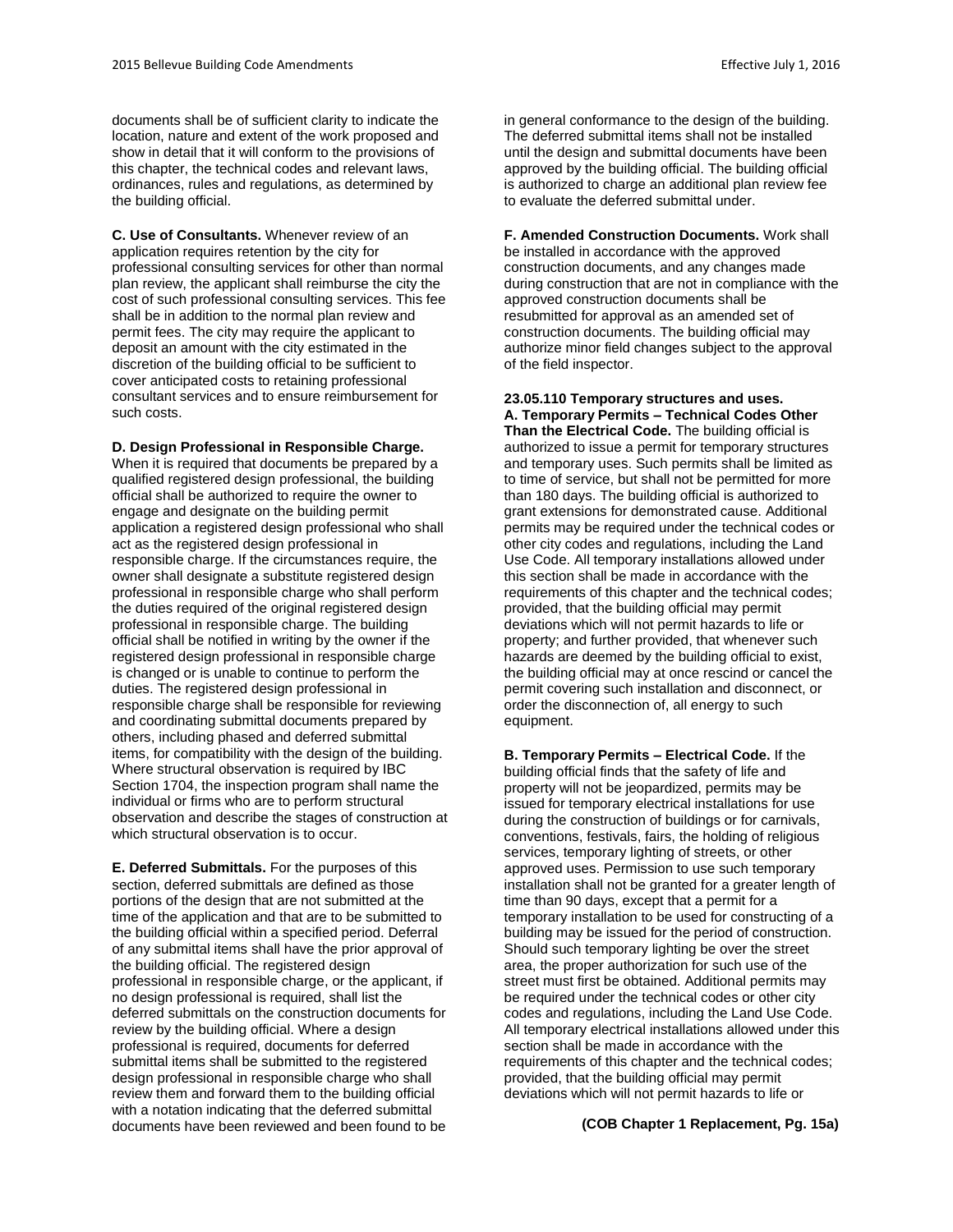documents shall be of sufficient clarity to indicate the location, nature and extent of the work proposed and show in detail that it will conform to the provisions of this chapter, the technical codes and relevant laws, ordinances, rules and regulations, as determined by the building official.

**C. Use of Consultants.** Whenever review of an application requires retention by the city for professional consulting services for other than normal plan review, the applicant shall reimburse the city the cost of such professional consulting services. This fee shall be in addition to the normal plan review and permit fees. The city may require the applicant to deposit an amount with the city estimated in the discretion of the building official to be sufficient to cover anticipated costs to retaining professional consultant services and to ensure reimbursement for such costs.

**D. Design Professional in Responsible Charge.** When it is required that documents be prepared by a qualified registered design professional, the building official shall be authorized to require the owner to engage and designate on the building permit application a registered design professional who shall act as the registered design professional in responsible charge. If the circumstances require, the owner shall designate a substitute registered design professional in responsible charge who shall perform the duties required of the original registered design professional in responsible charge. The building official shall be notified in writing by the owner if the registered design professional in responsible charge is changed or is unable to continue to perform the duties. The registered design professional in responsible charge shall be responsible for reviewing and coordinating submittal documents prepared by others, including phased and deferred submittal items, for compatibility with the design of the building. Where structural observation is required by IBC Section 1704, the inspection program shall name the individual or firms who are to perform structural observation and describe the stages of construction at which structural observation is to occur.

**E. Deferred Submittals.** For the purposes of this section, deferred submittals are defined as those portions of the design that are not submitted at the time of the application and that are to be submitted to the building official within a specified period. Deferral of any submittal items shall have the prior approval of the building official. The registered design professional in responsible charge, or the applicant, if no design professional is required, shall list the deferred submittals on the construction documents for review by the building official. Where a design professional is required, documents for deferred submittal items shall be submitted to the registered design professional in responsible charge who shall review them and forward them to the building official with a notation indicating that the deferred submittal documents have been reviewed and been found to be in general conformance to the design of the building. The deferred submittal items shall not be installed until the design and submittal documents have been approved by the building official. The building official is authorized to charge an additional plan review fee to evaluate the deferred submittal under.

**F. Amended Construction Documents.** Work shall be installed in accordance with the approved construction documents, and any changes made during construction that are not in compliance with the approved construction documents shall be resubmitted for approval as an amended set of construction documents. The building official may authorize minor field changes subject to the approval of the field inspector.

**23.05.110 Temporary structures and uses.**

**A. Temporary Permits – Technical Codes Other Than the Electrical Code.** The building official is authorized to issue a permit for temporary structures and temporary uses. Such permits shall be limited as to time of service, but shall not be permitted for more than 180 days. The building official is authorized to grant extensions for demonstrated cause. Additional permits may be required under the technical codes or other city codes and regulations, including the Land Use Code. All temporary installations allowed under this section shall be made in accordance with the requirements of this chapter and the technical codes; provided, that the building official may permit deviations which will not permit hazards to life or property; and further provided, that whenever such hazards are deemed by the building official to exist, the building official may at once rescind or cancel the permit covering such installation and disconnect, or order the disconnection of, all energy to such equipment.

**B. Temporary Permits – Electrical Code.** If the building official finds that the safety of life and property will not be jeopardized, permits may be issued for temporary electrical installations for use during the construction of buildings or for carnivals, conventions, festivals, fairs, the holding of religious services, temporary lighting of streets, or other approved uses. Permission to use such temporary installation shall not be granted for a greater length of time than 90 days, except that a permit for a temporary installation to be used for constructing of a building may be issued for the period of construction. Should such temporary lighting be over the street area, the proper authorization for such use of the street must first be obtained. Additional permits may be required under the technical codes or other city codes and regulations, including the Land Use Code. All temporary electrical installations allowed under this section shall be made in accordance with the requirements of this chapter and the technical codes; provided, that the building official may permit deviations which will not permit hazards to life or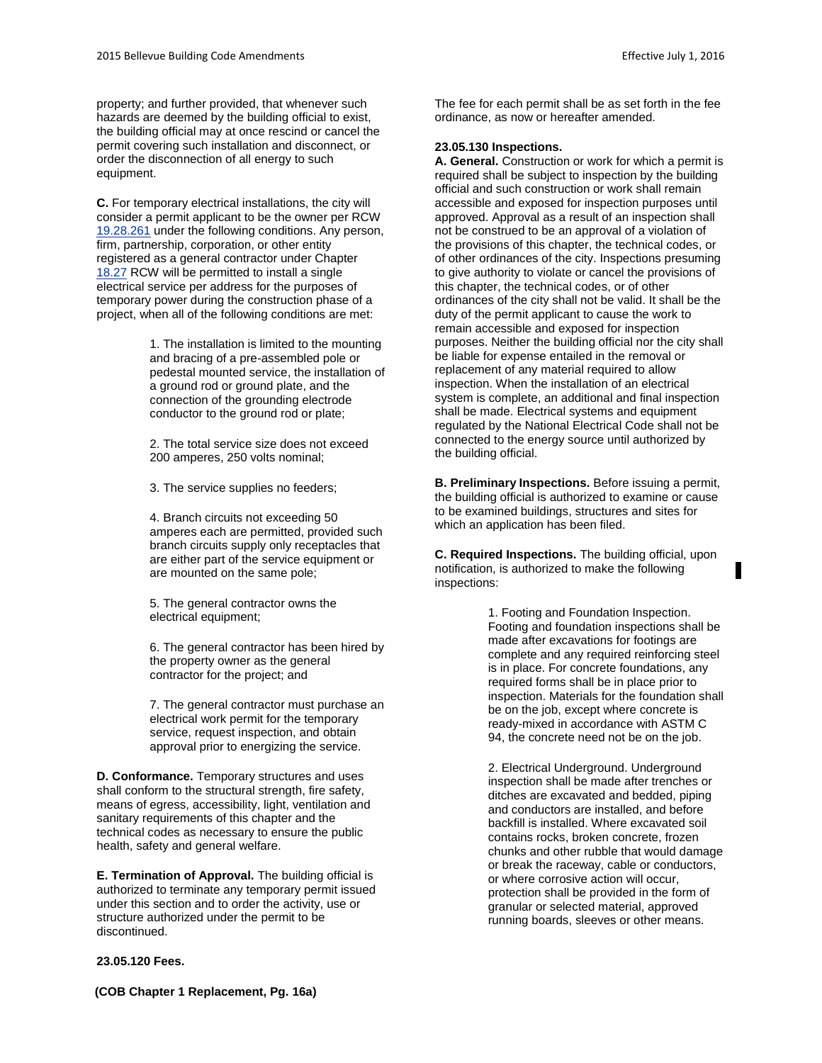property; and further provided, that whenever such hazards are deemed by the building official to exist, the building official may at once rescind or cancel the permit covering such installation and disconnect, or order the disconnection of all energy to such equipment.

**C.** For temporary electrical installations, the city will consider a permit applicant to be the owner per RCW 19.28.261 under the following conditions. Any person, firm, partnership, corporation, or other entity registered as a general contractor under Chapter 18.27 RCW will be permitted to install a single electrical service per address for the purposes of temporary power during the construction phase of a project, when all of the following conditions are met:

1. The installation is limited to the mounting and bracing of a pre-assembled pole or pedestal mounted service, the installation of a ground rod or ground plate, and the connection of the grounding electrode conductor to the ground rod or plate;

2. The total service size does not exceed 200 amperes, 250 volts nominal;

3. The service supplies no feeders;

4. Branch circuits not exceeding 50 amperes each are permitted, provided such branch circuits supply only receptacles that are either part of the service equipment or are mounted on the same pole;

5. The general contractor owns the electrical equipment;

6. The general contractor has been hired by the property owner as the general contractor for the project; and

7. The general contractor must purchase an electrical work permit for the temporary service, request inspection, and obtain approval prior to energizing the service.

**D. Conformance.** Temporary structures and uses shall conform to the structural strength, fire safety, means of egress, accessibility, light, ventilation and sanitary requirements of this chapter and the technical codes as necessary to ensure the public health, safety and general welfare.

**E. Termination of Approval.** The building official is authorized to terminate any temporary permit issued under this section and to order the activity, use or structure authorized under the permit to be discontinued.

**23.05.120 Fees.**

The fee for each permit shall be as set forth in the fee ordinance, as now or hereafter amended.

**23.05.130 Inspections.**

**A. General.** Construction or work for which a permit is required shall be subject to inspection by the building official and such construction or work shall remain accessible and exposed for inspection purposes until approved. Approval as a result of an inspection shall not be construed to be an approval of a violation of the provisions of this chapter, the technical codes, or of other ordinances of the city. Inspections presuming to give authority to violate or cancel the provisions of this chapter, the technical codes, or of other ordinances of the city shall not be valid. It shall be the duty of the permit applicant to cause the work to remain accessible and exposed for inspection purposes. Neither the building official nor the city shall be liable for expense entailed in the removal or replacement of any material required to allow inspection. When the installation of an electrical system is complete, an additional and final inspection shall be made. Electrical systems and equipment regulated by the National Electrical Code shall not be connected to the energy source until authorized by the building official.

**B. Preliminary Inspections.** Before issuing a permit, the building official is authorized to examine or cause to be examined buildings, structures and sites for which an application has been filed.

**C. Required Inspections.** The building official, upon notification, is authorized to make the following inspections:

1. Footing and Foundation Inspection. Footing and foundation inspections shall be made after excavations for footings are complete and any required reinforcing steel is in place. For concrete foundations, any required forms shall be in place prior to inspection. Materials for the foundation shall be on the job, except where concrete is ready-mixed in accordance with ASTM C 94, the concrete need not be on the job.

2. Electrical Underground. Underground inspection shall be made after trenches or ditches are excavated and bedded, piping and conductors are installed, and before backfill is installed. Where excavated soil contains rocks, broken concrete, frozen chunks and other rubble that would damage or break the raceway, cable or conductors, or where corrosive action will occur, protection shall be provided in the form of granular or selected material, approved running boards, sleeves or other means.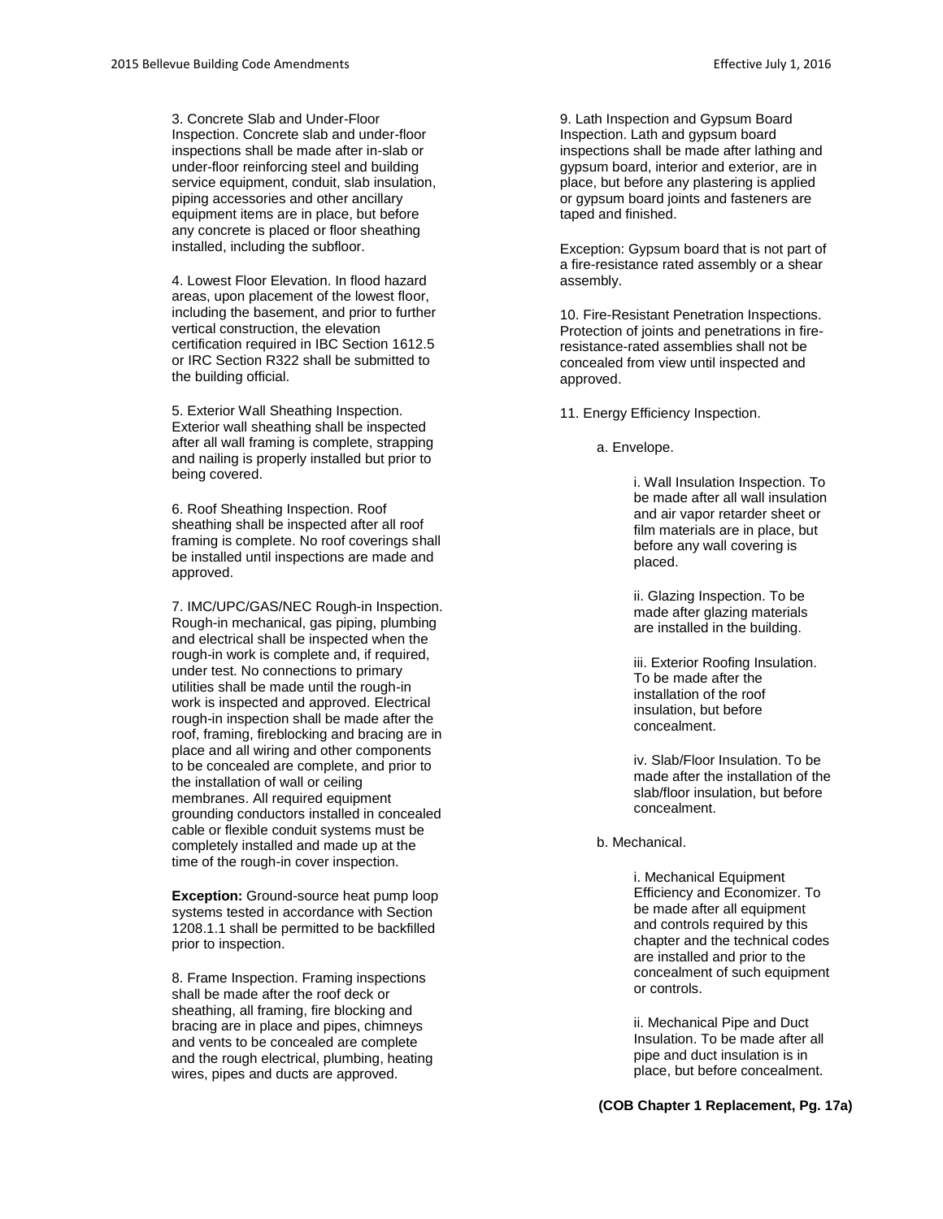3. Concrete Slab and Under-Floor Inspection. Concrete slab and under-floor inspections shall be made after in-slab or under-floor reinforcing steel and building service equipment, conduit, slab insulation, piping accessories and other ancillary equipment items are in place, but before any concrete is placed or floor sheathing installed, including the subfloor.

4. Lowest Floor Elevation. In flood hazard areas, upon placement of the lowest floor, including the basement, and prior to further vertical construction, the elevation certification required in IBC Section 1612.5 or IRC Section R322 shall be submitted to the building official.

5. Exterior Wall Sheathing Inspection. Exterior wall sheathing shall be inspected after all wall framing is complete, strapping and nailing is properly installed but prior to being covered.

6. Roof Sheathing Inspection. Roof sheathing shall be inspected after all roof framing is complete. No roof coverings shall be installed until inspections are made and approved.

7. IMC/UPC/GAS/NEC Rough-in Inspection. Rough-in mechanical, gas piping, plumbing and electrical shall be inspected when the rough-in work is complete and, if required, under test. No connections to primary utilities shall be made until the rough-in work is inspected and approved. Electrical rough-in inspection shall be made after the roof, framing, fireblocking and bracing are in place and all wiring and other components to be concealed are complete, and prior to the installation of wall or ceiling membranes. All required equipment grounding conductors installed in concealed cable or flexible conduit systems must be completely installed and made up at the time of the rough-in cover inspection.

**Exception:** Ground-source heat pump loop systems tested in accordance with Section 1208.1.1 shall be permitted to be backfilled prior to inspection.

8. Frame Inspection. Framing inspections shall be made after the roof deck or sheathing, all framing, fire blocking and bracing are in place and pipes, chimneys and vents to be concealed are complete and the rough electrical, plumbing, heating wires, pipes and ducts are approved.

9. Lath Inspection and Gypsum Board Inspection. Lath and gypsum board inspections shall be made after lathing and gypsum board, interior and exterior, are in place, but before any plastering is applied or gypsum board joints and fasteners are taped and finished.

Exception: Gypsum board that is not part of a fire-resistance rated assembly or a shear assembly.

10. Fire-Resistant Penetration Inspections. Protection of joints and penetrations in fire-resistance-rated assemblies shall not be concealed from view until inspected and approved.

11. Energy Efficiency Inspection.

a. Envelope.

i. Wall Insulation Inspection. To be made after all wall insulation and air vapor retarder sheet or film materials are in place, but before any wall covering is placed.

ii. Glazing Inspection. To be made after glazing materials are installed in the building.

iii. Exterior Roofing Insulation. To be made after the installation of the roof insulation, but before concealment.

iv. Slab/Floor Insulation. To be made after the installation of the slab/floor insulation, but before concealment.

b. Mechanical.

i. Mechanical Equipment Efficiency and Economizer. To be made after all equipment and controls required by this chapter and the technical codes are installed and prior to the concealment of such equipment or controls.

ii. Mechanical Pipe and Duct Insulation. To be made after all pipe and duct insulation is in place, but before concealment.

**(COB Chapter 1 Replacement, Pg. 17a)**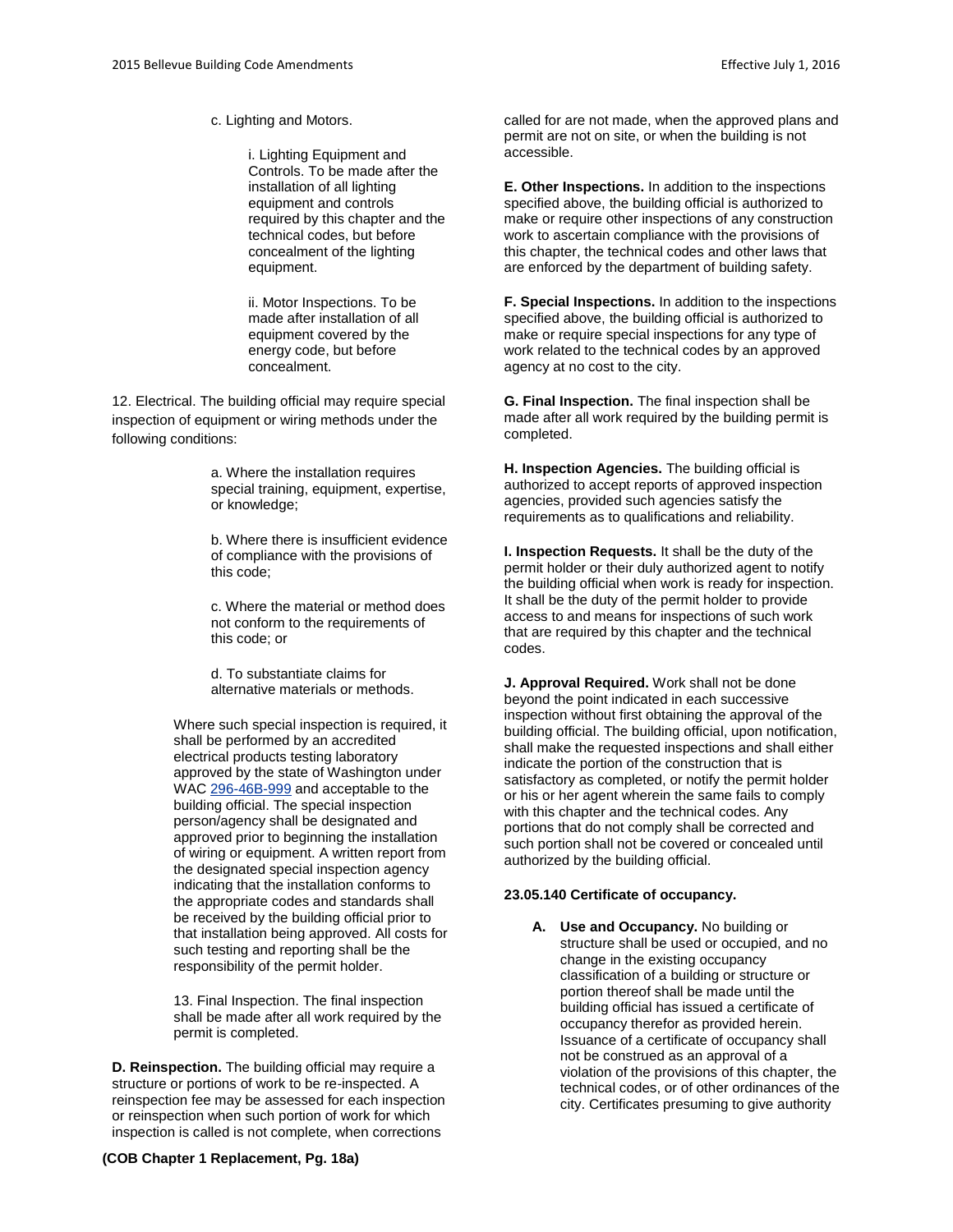c. Lighting and Motors.

i. Lighting Equipment and Controls. To be made after the installation of all lighting equipment and controls required by this chapter and the technical codes, but before concealment of the lighting equipment.

ii. Motor Inspections. To be made after installation of all equipment covered by the energy code, but before concealment.

12. Electrical. The building official may require special inspection of equipment or wiring methods under the following conditions:

a. Where the installation requires special training, equipment, expertise, or knowledge;

b. Where there is insufficient evidence of compliance with the provisions of this code;

c. Where the material or method does not conform to the requirements of this code; or

d. To substantiate claims for alternative materials or methods.

Where such special inspection is required, it shall be performed by an accredited electrical products testing laboratory approved by the state of Washington under WAC 296-46B-999 and acceptable to the building official. The special inspection person/agency shall be designated and approved prior to beginning the installation of wiring or equipment. A written report from the designated special inspection agency indicating that the installation conforms to the appropriate codes and standards shall be received by the building official prior to that installation being approved. All costs for such testing and reporting shall be the responsibility of the permit holder.

13. Final Inspection. The final inspection shall be made after all work required by the permit is completed.

**D. Reinspection.** The building official may require a structure or portions of work to be re-inspected. A reinspection fee may be assessed for each inspection or reinspection when such portion of work for which inspection is called is not complete, when corrections called for are not made, when the approved plans and permit are not on site, or when the building is not accessible.

**E. Other Inspections.** In addition to the inspections specified above, the building official is authorized to make or require other inspections of any construction work to ascertain compliance with the provisions of this chapter, the technical codes and other laws that are enforced by the department of building safety.

**F. Special Inspections.** In addition to the inspections specified above, the building official is authorized to make or require special inspections for any type of work related to the technical codes by an approved agency at no cost to the city.

**G. Final Inspection.** The final inspection shall be made after all work required by the building permit is completed.

**H. Inspection Agencies.** The building official is authorized to accept reports of approved inspection agencies, provided such agencies satisfy the requirements as to qualifications and reliability.

**I. Inspection Requests.** It shall be the duty of the permit holder or their duly authorized agent to notify the building official when work is ready for inspection. It shall be the duty of the permit holder to provide access to and means for inspections of such work that are required by this chapter and the technical codes.

**J. Approval Required.** Work shall not be done beyond the point indicated in each successive inspection without first obtaining the approval of the building official. The building official, upon notification, shall make the requested inspections and shall either indicate the portion of the construction that is satisfactory as completed, or notify the permit holder or his or her agent wherein the same fails to comply with this chapter and the technical codes. Any portions that do not comply shall be corrected and such portion shall not be covered or concealed until authorized by the building official.

**23.05.140 Certificate of occupancy.**

**A. Use and Occupancy.** No building or structure shall be used or occupied, and no change in the existing occupancy classification of a building or structure or portion thereof shall be made until the building official has issued a certificate of occupancy therefor as provided herein. Issuance of a certificate of occupancy shall not be construed as an approval of a violation of the provisions of this chapter, the technical codes, or of other ordinances of the city. Certificates presuming to give authority

**(COB Chapter 1 Replacement, Pg. 18a)**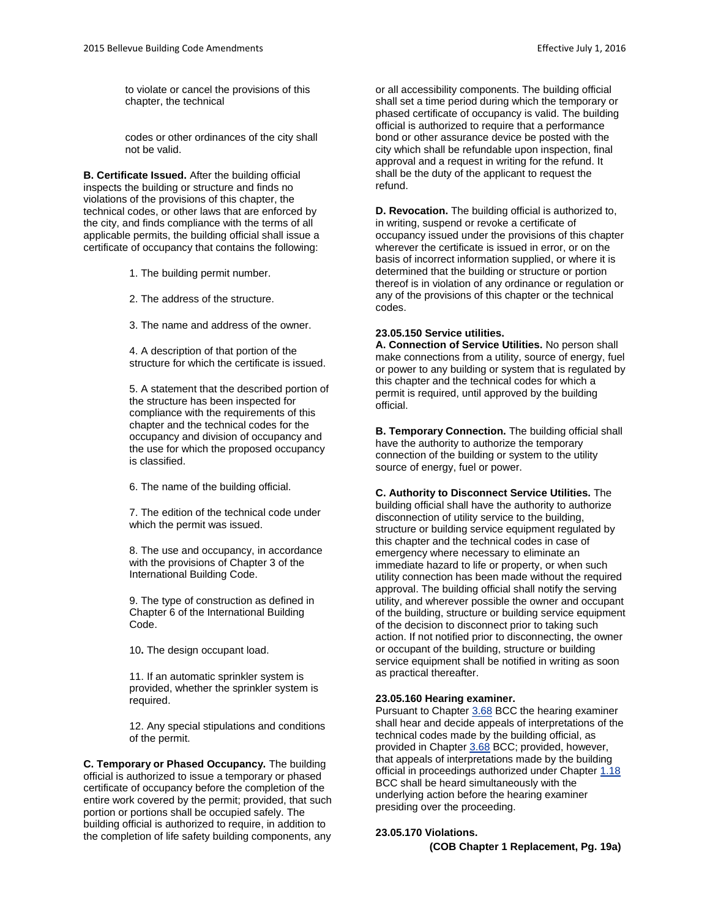to violate or cancel the provisions of this chapter, the technical codes or other ordinances of the city shall not be valid.

**B. Certificate Issued.** After the building official inspects the building or structure and finds no violations of the provisions of this chapter, the technical codes, or other laws that are enforced by the city, and finds compliance with the terms of all applicable permits, the building official shall issue a certificate of occupancy that contains the following:

1. The building permit number.

2. The address of the structure.

3. The name and address of the owner.

4. A description of that portion of the structure for which the certificate is issued.

5. A statement that the described portion of the structure has been inspected for compliance with the requirements of this chapter and the technical codes for the occupancy and division of occupancy and the use for which the proposed occupancy is classified.

6. The name of the building official.

7. The edition of the technical code under which the permit was issued.

8. The use and occupancy, in accordance with the provisions of Chapter 3 of the International Building Code.

9. The type of construction as defined in Chapter 6 of the International Building Code.

10**.** The design occupant load.

11. If an automatic sprinkler system is provided, whether the sprinkler system is required.

12. Any special stipulations and conditions of the permit.

**C. Temporary or Phased Occupancy.** The building official is authorized to issue a temporary or phased certificate of occupancy before the completion of the entire work covered by the permit; provided, that such portion or portions shall be occupied safely. The building official is authorized to require, in addition to the completion of life safety building components, any or all accessibility components. The building official shall set a time period during which the temporary or phased certificate of occupancy is valid. The building official is authorized to require that a performance bond or other assurance device be posted with the city which shall be refundable upon inspection, final approval and a request in writing for the refund. It shall be the duty of the applicant to request the refund.

**D. Revocation.** The building official is authorized to, in writing, suspend or revoke a certificate of occupancy issued under the provisions of this chapter wherever the certificate is issued in error, or on the basis of incorrect information supplied, or where it is determined that the building or structure or portion thereof is in violation of any ordinance or regulation or any of the provisions of this chapter or the technical codes.

**23.05.150 Service utilities.**

**A. Connection of Service Utilities.** No person shall make connections from a utility, source of energy, fuel or power to any building or system that is regulated by this chapter and the technical codes for which a permit is required, until approved by the building official.

**B. Temporary Connection.** The building official shall have the authority to authorize the temporary connection of the building or system to the utility source of energy, fuel or power.

**C. Authority to Disconnect Service Utilities.** The building official shall have the authority to authorize disconnection of utility service to the building, structure or building service equipment regulated by this chapter and the technical codes in case of emergency where necessary to eliminate an immediate hazard to life or property, or when such utility connection has been made without the required approval. The building official shall notify the serving utility, and wherever possible the owner and occupant of the building, structure or building service equipment of the decision to disconnect prior to taking such action. If not notified prior to disconnecting, the owner or occupant of the building, structure or building service equipment shall be notified in writing as soon as practical thereafter.

**23.05.160 Hearing examiner.**

Pursuant to Chapter 3.68 BCC the hearing examiner shall hear and decide appeals of interpretations of the technical codes made by the building official, as provided in Chapter 3.68 BCC; provided, however, that appeals of interpretations made by the building official in proceedings authorized under Chapter 1.18 BCC shall be heard simultaneously with the underlying action before the hearing examiner presiding over the proceeding.

**23.05.170 Violations.**

**(COB Chapter 1 Replacement, Pg. 19a)**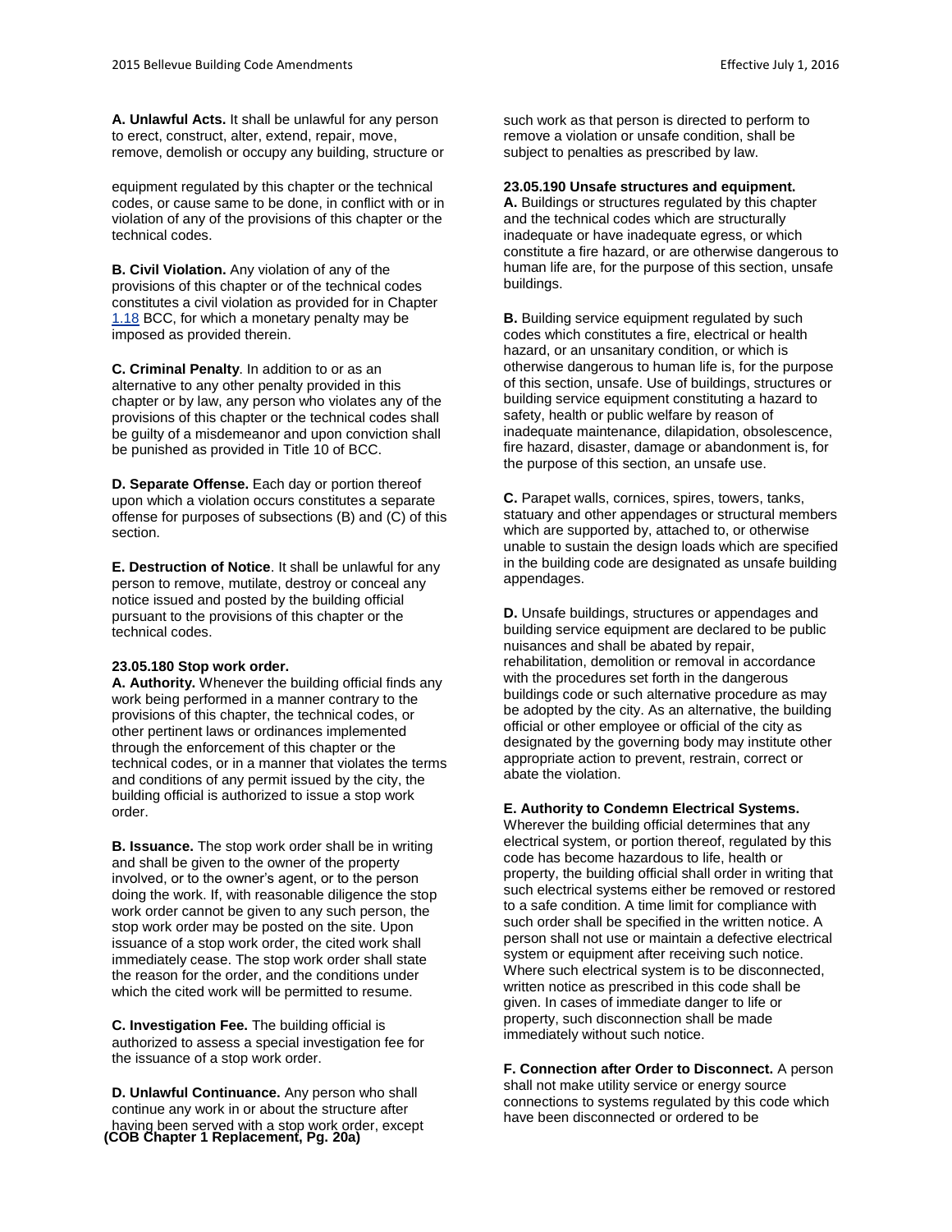**A. Unlawful Acts.** It shall be unlawful for any person to erect, construct, alter, extend, repair, move, remove, demolish or occupy any building, structure or equipment regulated by this chapter or the technical codes, or cause same to be done, in conflict with or in violation of any of the provisions of this chapter or the technical codes.

**B. Civil Violation.** Any violation of any of the provisions of this chapter or of the technical codes constitutes a civil violation as provided for in Chapter 1.18 BCC, for which a monetary penalty may be imposed as provided therein.

**C. Criminal Penalty**. In addition to or as an alternative to any other penalty provided in this chapter or by law, any person who violates any of the provisions of this chapter or the technical codes shall be guilty of a misdemeanor and upon conviction shall be punished as provided in Title 10 of BCC.

**D. Separate Offense.** Each day or portion thereof upon which a violation occurs constitutes a separate offense for purposes of subsections (B) and (C) of this section.

**E. Destruction of Notice**. It shall be unlawful for any person to remove, mutilate, destroy or conceal any notice issued and posted by the building official pursuant to the provisions of this chapter or the technical codes.

**23.05.180 Stop work order.**

**A. Authority.** Whenever the building official finds any work being performed in a manner contrary to the provisions of this chapter, the technical codes, or other pertinent laws or ordinances implemented through the enforcement of this chapter or the technical codes, or in a manner that violates the terms and conditions of any permit issued by the city, the building official is authorized to issue a stop work order.

**B. Issuance.** The stop work order shall be in writing and shall be given to the owner of the property involved, or to the owner's agent, or to the person doing the work. If, with reasonable diligence the stop work order cannot be given to any such person, the stop work order may be posted on the site. Upon issuance of a stop work order, the cited work shall immediately cease. The stop work order shall state the reason for the order, and the conditions under which the cited work will be permitted to resume.

**C. Investigation Fee.** The building official is authorized to assess a special investigation fee for the issuance of a stop work order.

**D. Unlawful Continuance.** Any person who shall continue any work in or about the structure after having been served with a stop work order, except such work as that person is directed to perform to remove a violation or unsafe condition, shall be subject to penalties as prescribed by law.

**23.05.190 Unsafe structures and equipment.**

**A.** Buildings or structures regulated by this chapter and the technical codes which are structurally inadequate or have inadequate egress, or which constitute a fire hazard, or are otherwise dangerous to human life are, for the purpose of this section, unsafe buildings.

**B.** Building service equipment regulated by such codes which constitutes a fire, electrical or health hazard, or an unsanitary condition, or which is otherwise dangerous to human life is, for the purpose of this section, unsafe. Use of buildings, structures or building service equipment constituting a hazard to safety, health or public welfare by reason of inadequate maintenance, dilapidation, obsolescence, fire hazard, disaster, damage or abandonment is, for the purpose of this section, an unsafe use.

**C.** Parapet walls, cornices, spires, towers, tanks, statuary and other appendages or structural members which are supported by, attached to, or otherwise unable to sustain the design loads which are specified in the building code are designated as unsafe building appendages.

**D.** Unsafe buildings, structures or appendages and building service equipment are declared to be public nuisances and shall be abated by repair, rehabilitation, demolition or removal in accordance with the procedures set forth in the dangerous buildings code or such alternative procedure as may be adopted by the city. As an alternative, the building official or other employee or official of the city as designated by the governing body may institute other appropriate action to prevent, restrain, correct or abate the violation.

**E. Authority to Condemn Electrical Systems.** Wherever the building official determines that any electrical system, or portion thereof, regulated by this code has become hazardous to life, health or property, the building official shall order in writing that such electrical systems either be removed or restored to a safe condition. A time limit for compliance with such order shall be specified in the written notice. A person shall not use or maintain a defective electrical system or equipment after receiving such notice. Where such electrical system is to be disconnected, written notice as prescribed in this code shall be given. In cases of immediate danger to life or property, such disconnection shall be made immediately without such notice.

**F. Connection after Order to Disconnect.** A person shall not make utility service or energy source connections to systems regulated by this code which have been disconnected or ordered to be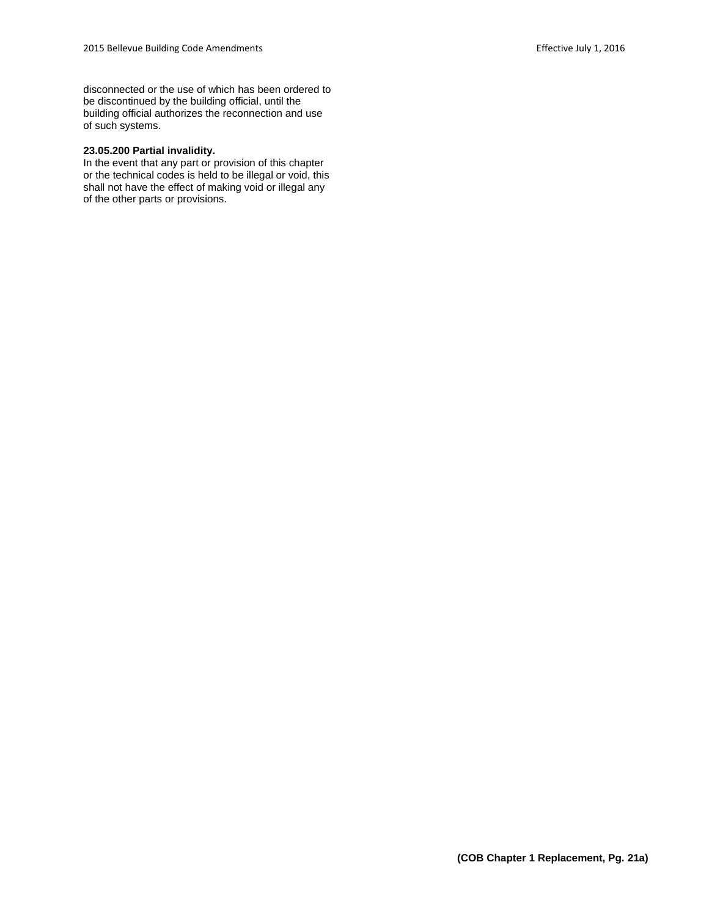disconnected or the use of which has been ordered to be discontinued by the building official, until the building official authorizes the reconnection and use of such systems.

**23.05.200 Partial invalidity.**

In the event that any part or provision of this chapter or the technical codes is held to be illegal or void, this shall not have the effect of making void or illegal any of the other parts or provisions.